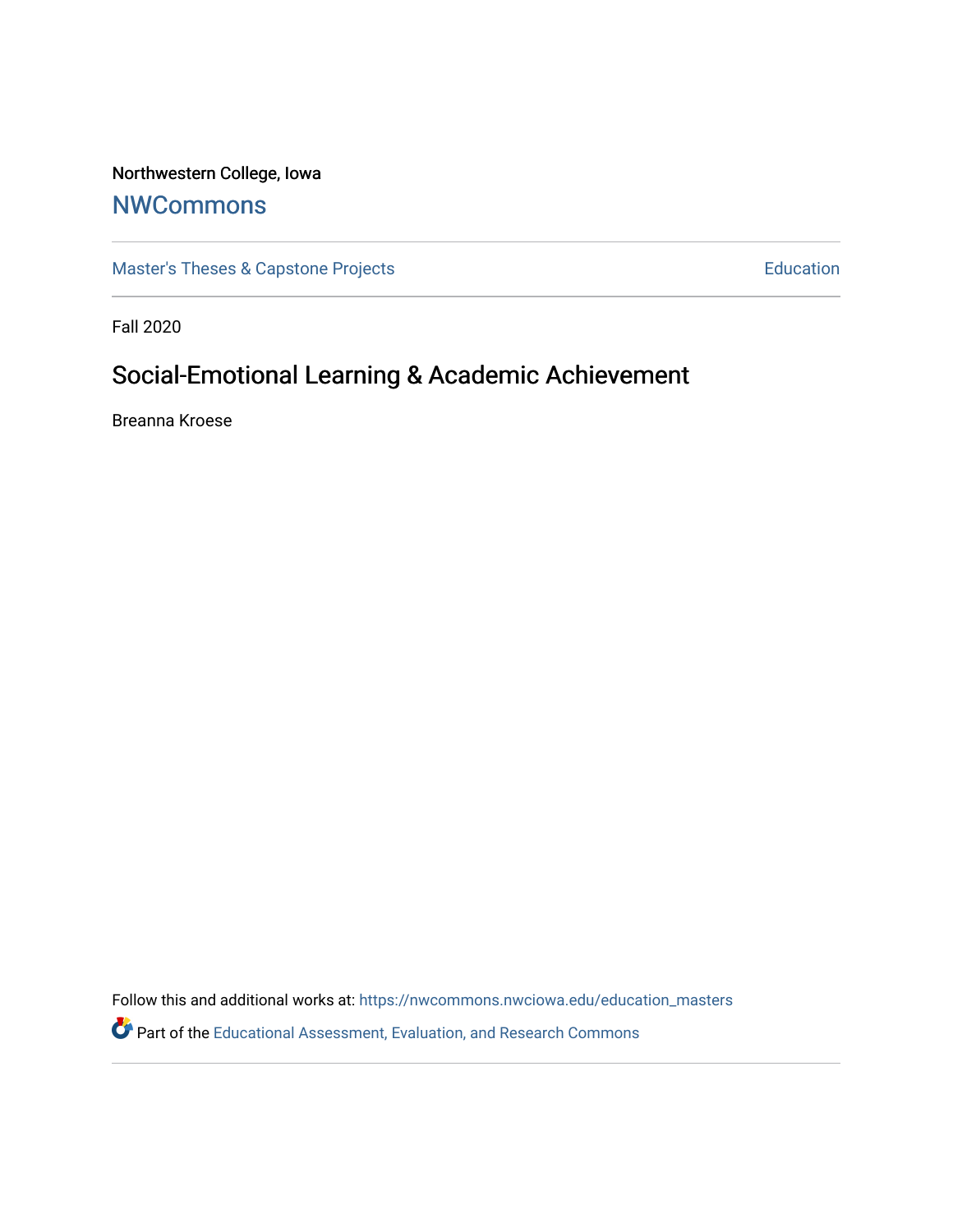Northwestern College, Iowa

# NWCommons

Master's Theses & Capstone Projects | Education

Fall 2020

## Social-Emotional Learning & Academic Achievement

Breanna Kroese

Follow this and additional works at: https://nwcommons.nwciowa.edu/education_masters

Part of the Educational Assessment, Evaluation, and Research Commons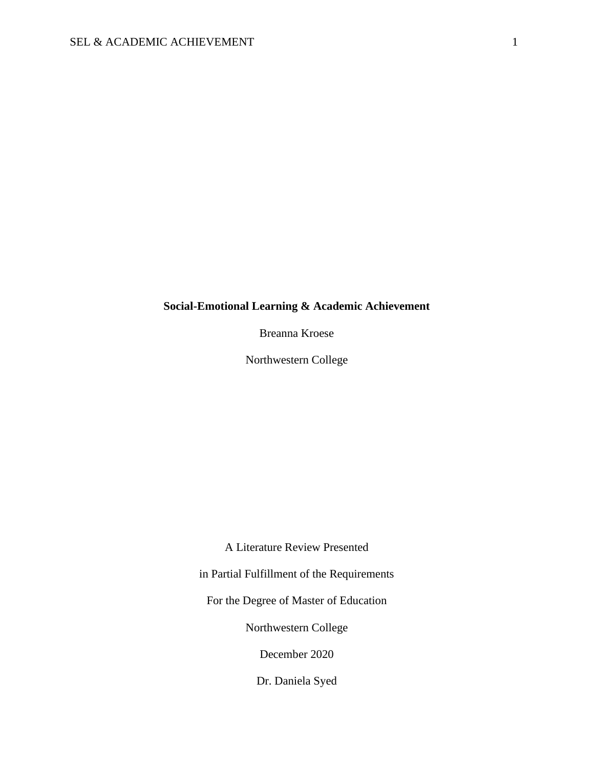**Social-Emotional Learning & Academic Achievement**

Breanna Kroese

Northwestern College

A Literature Review Presented

in Partial Fulfillment of the Requirements

For the Degree of Master of Education

Northwestern College

December 2020

Dr. Daniela Syed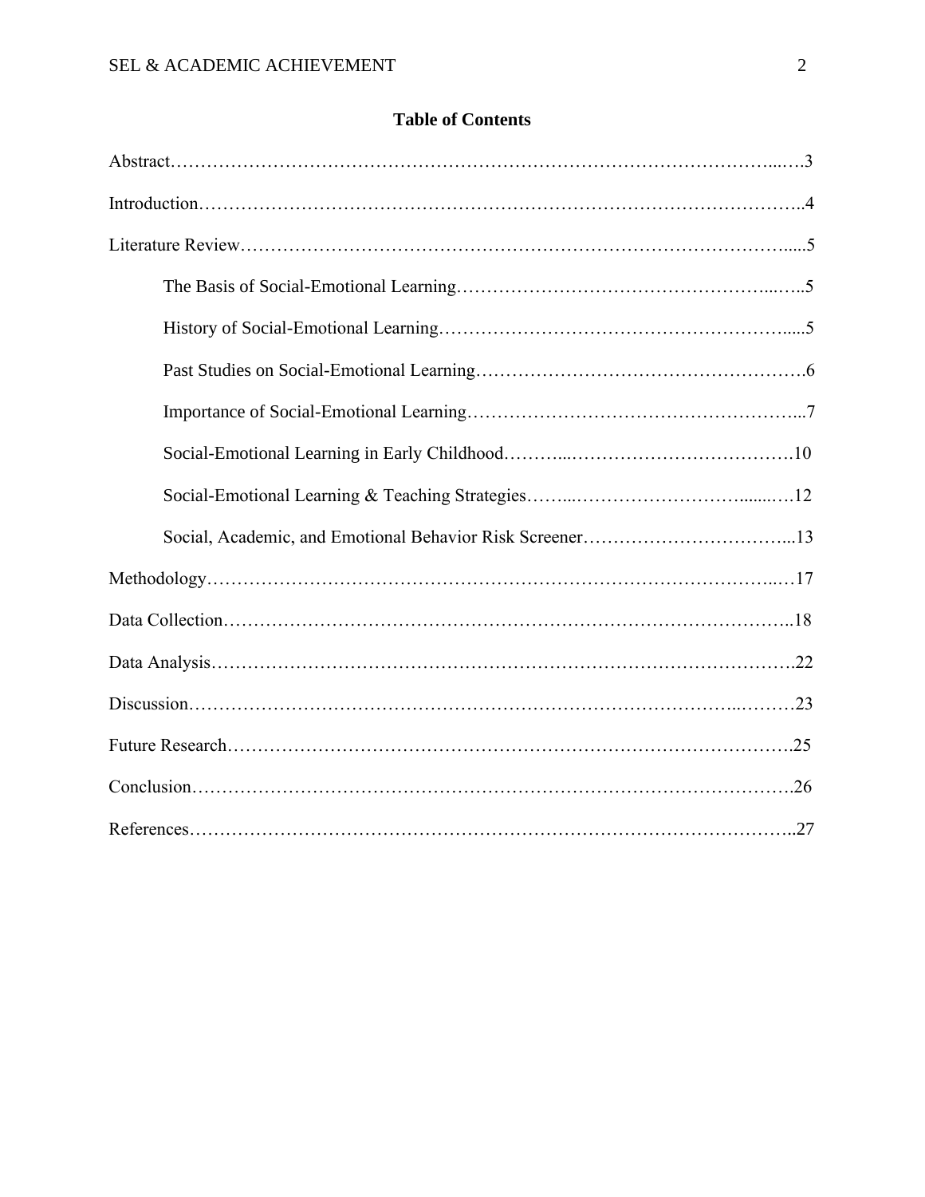## Table of Contents

Abstract……………………………………………………………………………………….3

Introduction……………………………………………………………………………………4

Literature Review………………………………………………………………………………5

- The Basis of Social-Emotional Learning……………………………………………..5
- History of Social-Emotional Learning…………………………………………………5
- Past Studies on Social-Emotional Learning…………………………………………….6
- Importance of Social-Emotional Learning………………………………………………7
- Social-Emotional Learning in Early Childhood…………………………………………10
- Social-Emotional Learning & Teaching Strategies……………………………………12
- Social, Academic, and Emotional Behavior Risk Screener…………………………...13

Methodology…………………………………………………………………………………17

Data Collection………………………………………………………………………………18

Data Analysis…………………………………………………………………………………22

Discussion……………………………………………………………………………………23

Future Research………………………………………………………………………………25

Conclusion……………………………………………………………………………………26

References……………………………………………………………………………………27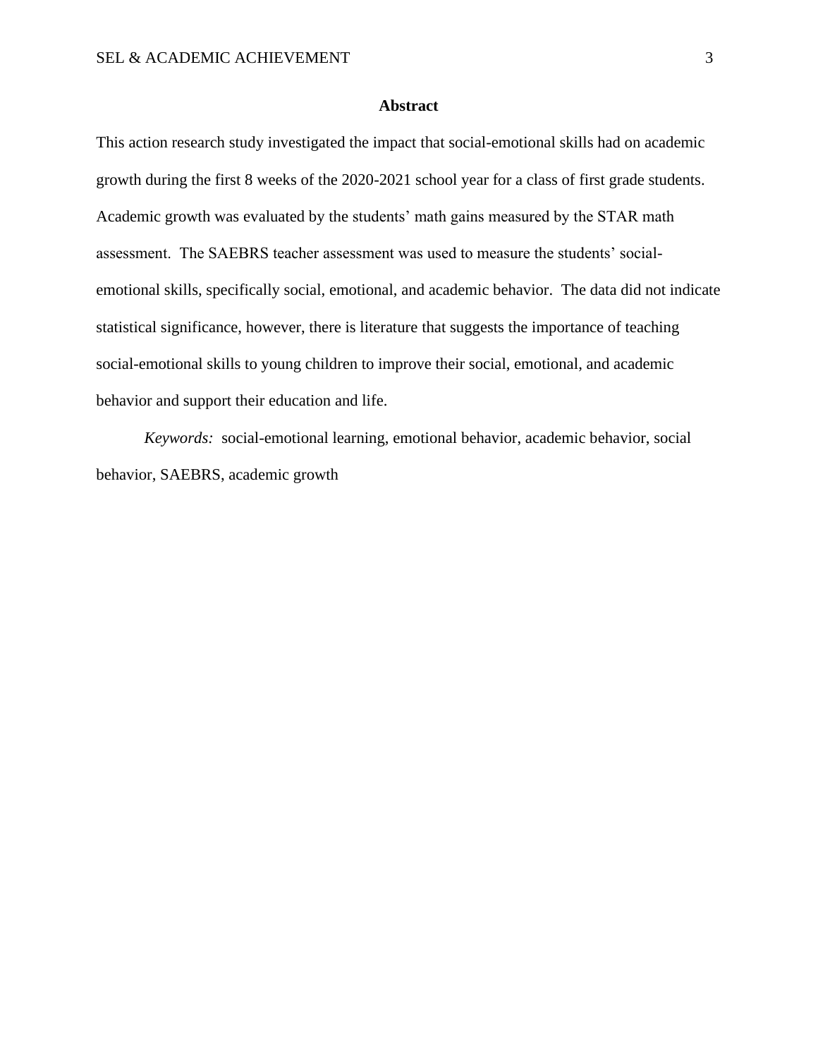# Abstract

This action research study investigated the impact that social-emotional skills had on academic growth during the first 8 weeks of the 2020-2021 school year for a class of first grade students. Academic growth was evaluated by the students' math gains measured by the STAR math assessment. The SAEBRS teacher assessment was used to measure the students' social-emotional skills, specifically social, emotional, and academic behavior. The data did not indicate statistical significance, however, there is literature that suggests the importance of teaching social-emotional skills to young children to improve their social, emotional, and academic behavior and support their education and life.

*Keywords:* social-emotional learning, emotional behavior, academic behavior, social behavior, SAEBRS, academic growth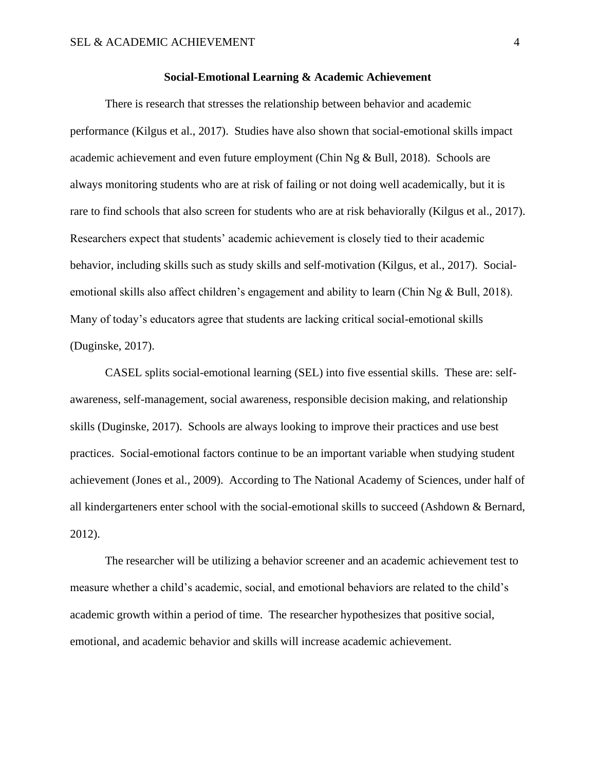## Social-Emotional Learning & Academic Achievement

There is research that stresses the relationship between behavior and academic performance (Kilgus et al., 2017). Studies have also shown that social-emotional skills impact academic achievement and even future employment (Chin Ng & Bull, 2018). Schools are always monitoring students who are at risk of failing or not doing well academically, but it is rare to find schools that also screen for students who are at risk behaviorally (Kilgus et al., 2017). Researchers expect that students' academic achievement is closely tied to their academic behavior, including skills such as study skills and self-motivation (Kilgus, et al., 2017). Social-emotional skills also affect children's engagement and ability to learn (Chin Ng & Bull, 2018). Many of today's educators agree that students are lacking critical social-emotional skills (Duginske, 2017).

CASEL splits social-emotional learning (SEL) into five essential skills. These are: self-awareness, self-management, social awareness, responsible decision making, and relationship skills (Duginske, 2017). Schools are always looking to improve their practices and use best practices. Social-emotional factors continue to be an important variable when studying student achievement (Jones et al., 2009). According to The National Academy of Sciences, under half of all kindergarteners enter school with the social-emotional skills to succeed (Ashdown & Bernard, 2012).

The researcher will be utilizing a behavior screener and an academic achievement test to measure whether a child's academic, social, and emotional behaviors are related to the child's academic growth within a period of time. The researcher hypothesizes that positive social, emotional, and academic behavior and skills will increase academic achievement.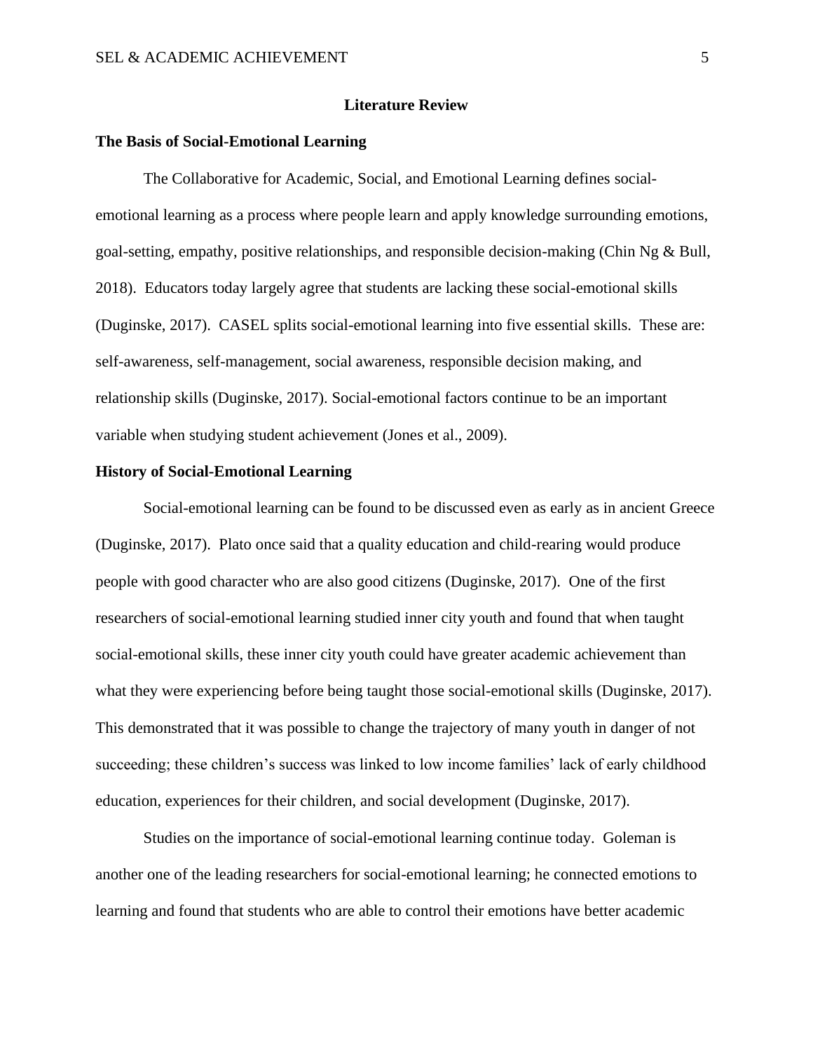## Literature Review

### The Basis of Social-Emotional Learning

The Collaborative for Academic, Social, and Emotional Learning defines social-emotional learning as a process where people learn and apply knowledge surrounding emotions, goal-setting, empathy, positive relationships, and responsible decision-making (Chin Ng & Bull, 2018). Educators today largely agree that students are lacking these social-emotional skills (Duginske, 2017). CASEL splits social-emotional learning into five essential skills. These are: self-awareness, self-management, social awareness, responsible decision making, and relationship skills (Duginske, 2017). Social-emotional factors continue to be an important variable when studying student achievement (Jones et al., 2009).

### History of Social-Emotional Learning

Social-emotional learning can be found to be discussed even as early as in ancient Greece (Duginske, 2017). Plato once said that a quality education and child-rearing would produce people with good character who are also good citizens (Duginske, 2017). One of the first researchers of social-emotional learning studied inner city youth and found that when taught social-emotional skills, these inner city youth could have greater academic achievement than what they were experiencing before being taught those social-emotional skills (Duginske, 2017). This demonstrated that it was possible to change the trajectory of many youth in danger of not succeeding; these children's success was linked to low income families' lack of early childhood education, experiences for their children, and social development (Duginske, 2017).

Studies on the importance of social-emotional learning continue today. Goleman is another one of the leading researchers for social-emotional learning; he connected emotions to learning and found that students who are able to control their emotions have better academic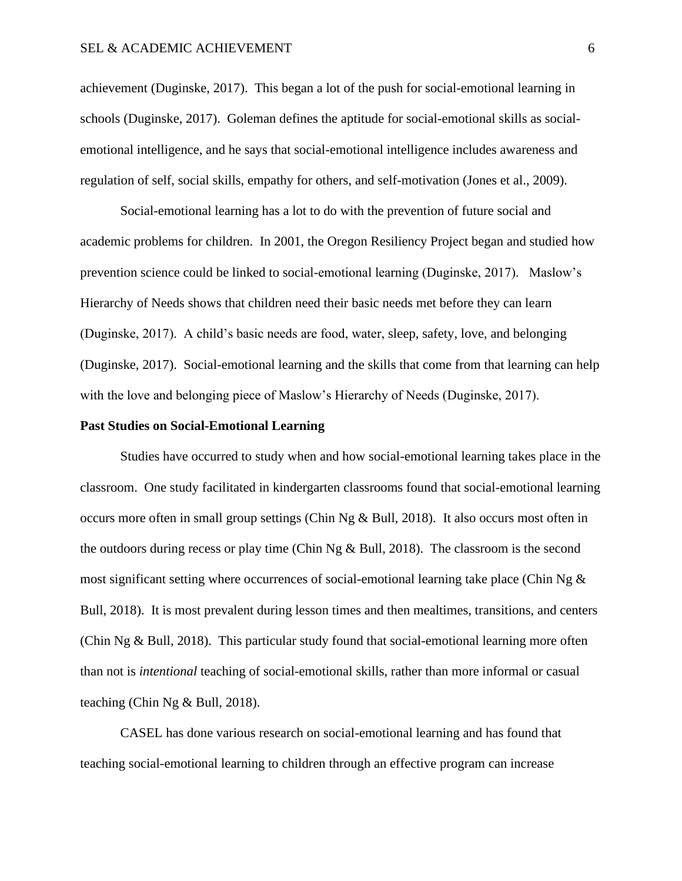achievement (Duginske, 2017). This began a lot of the push for social-emotional learning in schools (Duginske, 2017). Goleman defines the aptitude for social-emotional skills as social-emotional intelligence, and he says that social-emotional intelligence includes awareness and regulation of self, social skills, empathy for others, and self-motivation (Jones et al., 2009).

Social-emotional learning has a lot to do with the prevention of future social and academic problems for children. In 2001, the Oregon Resiliency Project began and studied how prevention science could be linked to social-emotional learning (Duginske, 2017). Maslow's Hierarchy of Needs shows that children need their basic needs met before they can learn (Duginske, 2017). A child's basic needs are food, water, sleep, safety, love, and belonging (Duginske, 2017). Social-emotional learning and the skills that come from that learning can help with the love and belonging piece of Maslow's Hierarchy of Needs (Duginske, 2017).

**Past Studies on Social-Emotional Learning**

Studies have occurred to study when and how social-emotional learning takes place in the classroom. One study facilitated in kindergarten classrooms found that social-emotional learning occurs more often in small group settings (Chin Ng & Bull, 2018). It also occurs most often in the outdoors during recess or play time (Chin Ng & Bull, 2018). The classroom is the second most significant setting where occurrences of social-emotional learning take place (Chin Ng & Bull, 2018). It is most prevalent during lesson times and then mealtimes, transitions, and centers (Chin Ng & Bull, 2018). This particular study found that social-emotional learning more often than not is *intentional* teaching of social-emotional skills, rather than more informal or casual teaching (Chin Ng & Bull, 2018).

CASEL has done various research on social-emotional learning and has found that teaching social-emotional learning to children through an effective program can increase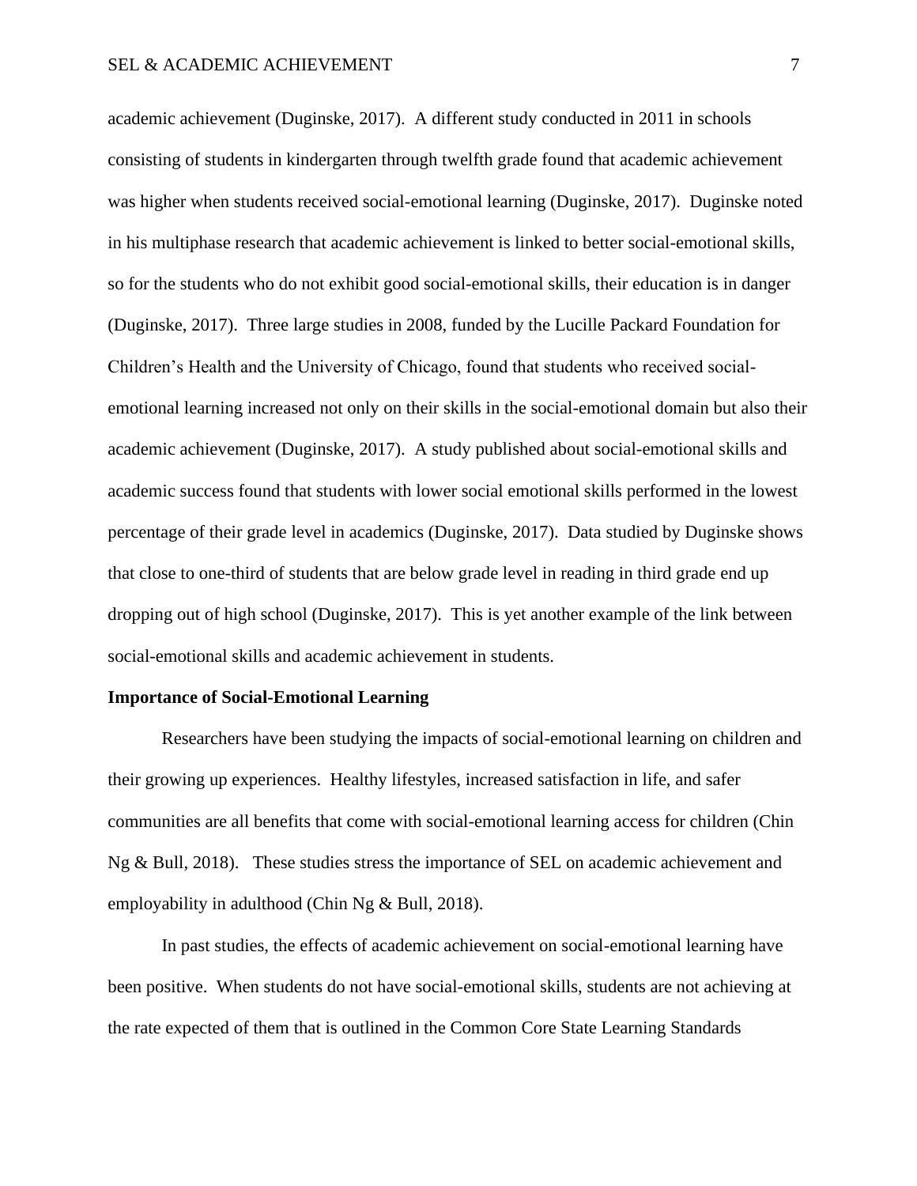academic achievement (Duginske, 2017). A different study conducted in 2011 in schools consisting of students in kindergarten through twelfth grade found that academic achievement was higher when students received social-emotional learning (Duginske, 2017). Duginske noted in his multiphase research that academic achievement is linked to better social-emotional skills, so for the students who do not exhibit good social-emotional skills, their education is in danger (Duginske, 2017). Three large studies in 2008, funded by the Lucille Packard Foundation for Children's Health and the University of Chicago, found that students who received social-emotional learning increased not only on their skills in the social-emotional domain but also their academic achievement (Duginske, 2017). A study published about social-emotional skills and academic success found that students with lower social emotional skills performed in the lowest percentage of their grade level in academics (Duginske, 2017). Data studied by Duginske shows that close to one-third of students that are below grade level in reading in third grade end up dropping out of high school (Duginske, 2017). This is yet another example of the link between social-emotional skills and academic achievement in students.

**Importance of Social-Emotional Learning**

Researchers have been studying the impacts of social-emotional learning on children and their growing up experiences. Healthy lifestyles, increased satisfaction in life, and safer communities are all benefits that come with social-emotional learning access for children (Chin Ng & Bull, 2018). These studies stress the importance of SEL on academic achievement and employability in adulthood (Chin Ng & Bull, 2018).

In past studies, the effects of academic achievement on social-emotional learning have been positive. When students do not have social-emotional skills, students are not achieving at the rate expected of them that is outlined in the Common Core State Learning Standards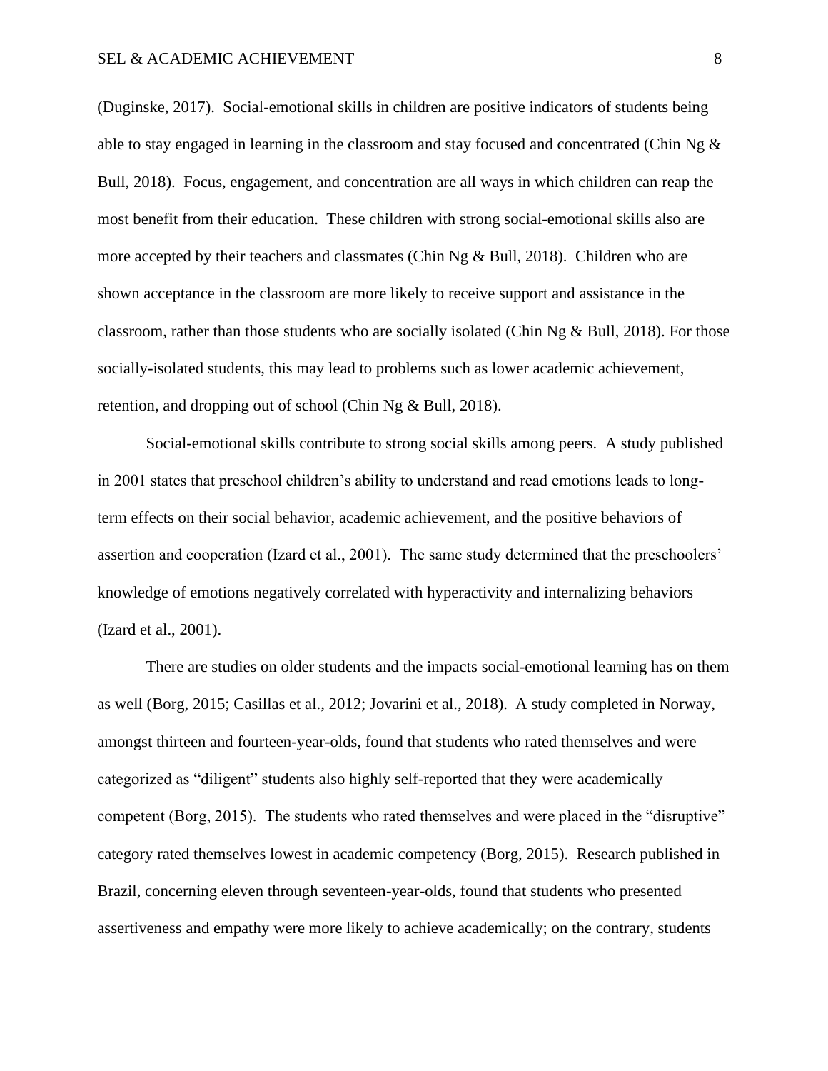(Duginske, 2017). Social-emotional skills in children are positive indicators of students being able to stay engaged in learning in the classroom and stay focused and concentrated (Chin Ng & Bull, 2018). Focus, engagement, and concentration are all ways in which children can reap the most benefit from their education. These children with strong social-emotional skills also are more accepted by their teachers and classmates (Chin Ng & Bull, 2018). Children who are shown acceptance in the classroom are more likely to receive support and assistance in the classroom, rather than those students who are socially isolated (Chin Ng & Bull, 2018). For those socially-isolated students, this may lead to problems such as lower academic achievement, retention, and dropping out of school (Chin Ng & Bull, 2018).

Social-emotional skills contribute to strong social skills among peers. A study published in 2001 states that preschool children's ability to understand and read emotions leads to long-term effects on their social behavior, academic achievement, and the positive behaviors of assertion and cooperation (Izard et al., 2001). The same study determined that the preschoolers' knowledge of emotions negatively correlated with hyperactivity and internalizing behaviors (Izard et al., 2001).

There are studies on older students and the impacts social-emotional learning has on them as well (Borg, 2015; Casillas et al., 2012; Jovarini et al., 2018). A study completed in Norway, amongst thirteen and fourteen-year-olds, found that students who rated themselves and were categorized as "diligent" students also highly self-reported that they were academically competent (Borg, 2015). The students who rated themselves and were placed in the "disruptive" category rated themselves lowest in academic competency (Borg, 2015). Research published in Brazil, concerning eleven through seventeen-year-olds, found that students who presented assertiveness and empathy were more likely to achieve academically; on the contrary, students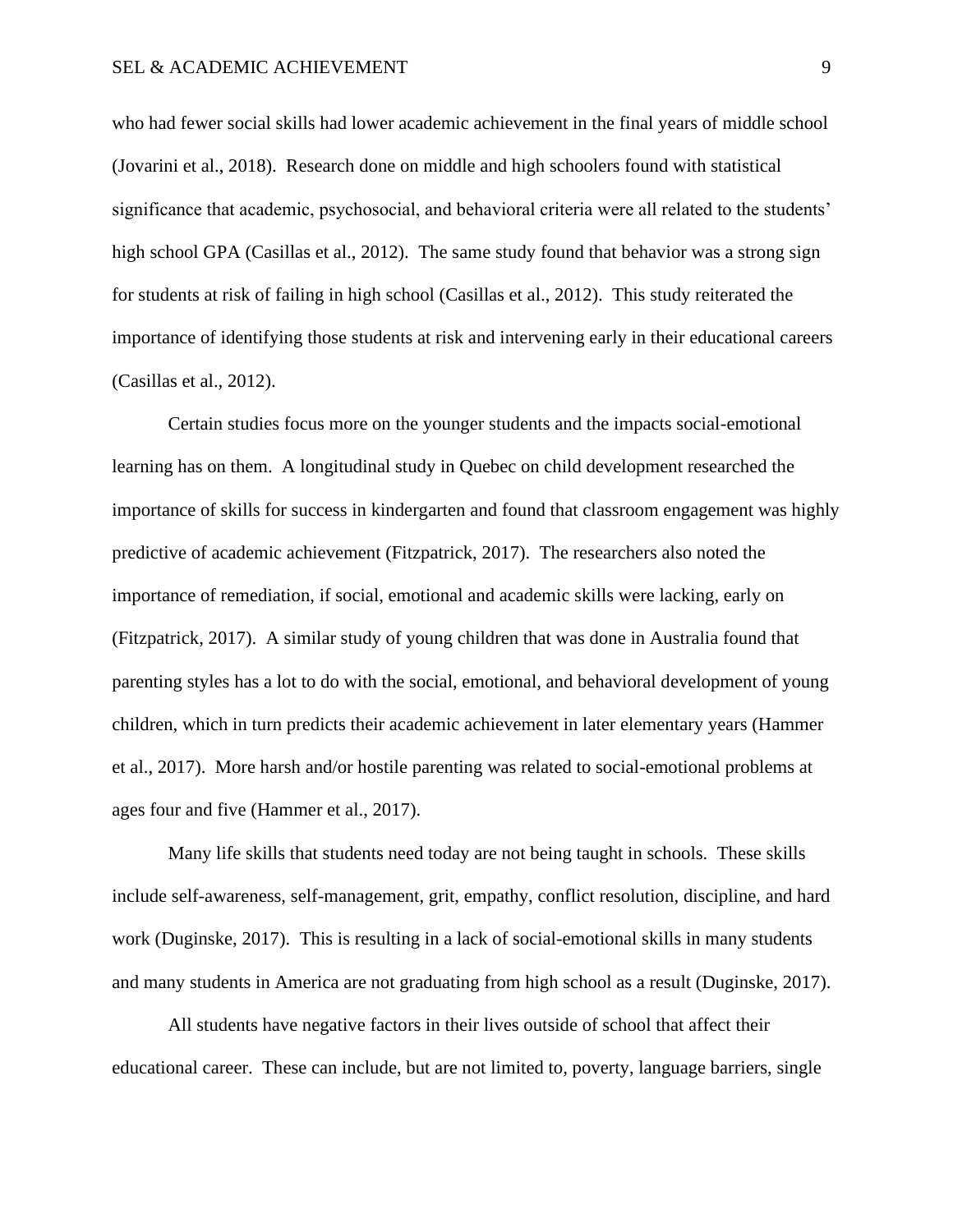who had fewer social skills had lower academic achievement in the final years of middle school (Jovarini et al., 2018). Research done on middle and high schoolers found with statistical significance that academic, psychosocial, and behavioral criteria were all related to the students' high school GPA (Casillas et al., 2012). The same study found that behavior was a strong sign for students at risk of failing in high school (Casillas et al., 2012). This study reiterated the importance of identifying those students at risk and intervening early in their educational careers (Casillas et al., 2012).

Certain studies focus more on the younger students and the impacts social-emotional learning has on them. A longitudinal study in Quebec on child development researched the importance of skills for success in kindergarten and found that classroom engagement was highly predictive of academic achievement (Fitzpatrick, 2017). The researchers also noted the importance of remediation, if social, emotional and academic skills were lacking, early on (Fitzpatrick, 2017). A similar study of young children that was done in Australia found that parenting styles has a lot to do with the social, emotional, and behavioral development of young children, which in turn predicts their academic achievement in later elementary years (Hammer et al., 2017). More harsh and/or hostile parenting was related to social-emotional problems at ages four and five (Hammer et al., 2017).

Many life skills that students need today are not being taught in schools. These skills include self-awareness, self-management, grit, empathy, conflict resolution, discipline, and hard work (Duginske, 2017). This is resulting in a lack of social-emotional skills in many students and many students in America are not graduating from high school as a result (Duginske, 2017).

All students have negative factors in their lives outside of school that affect their educational career. These can include, but are not limited to, poverty, language barriers, single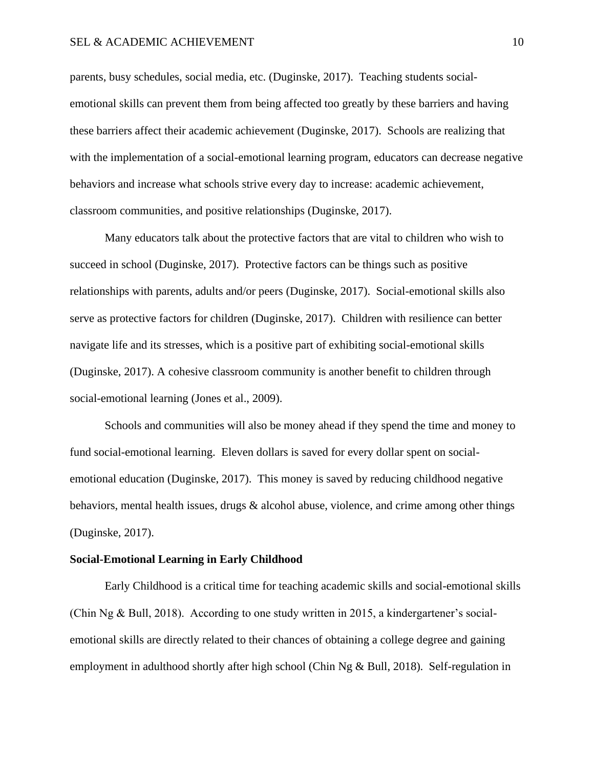parents, busy schedules, social media, etc. (Duginske, 2017). Teaching students social-emotional skills can prevent them from being affected too greatly by these barriers and having these barriers affect their academic achievement (Duginske, 2017). Schools are realizing that with the implementation of a social-emotional learning program, educators can decrease negative behaviors and increase what schools strive every day to increase: academic achievement, classroom communities, and positive relationships (Duginske, 2017).

Many educators talk about the protective factors that are vital to children who wish to succeed in school (Duginske, 2017). Protective factors can be things such as positive relationships with parents, adults and/or peers (Duginske, 2017). Social-emotional skills also serve as protective factors for children (Duginske, 2017). Children with resilience can better navigate life and its stresses, which is a positive part of exhibiting social-emotional skills (Duginske, 2017). A cohesive classroom community is another benefit to children through social-emotional learning (Jones et al., 2009).

Schools and communities will also be money ahead if they spend the time and money to fund social-emotional learning. Eleven dollars is saved for every dollar spent on social-emotional education (Duginske, 2017). This money is saved by reducing childhood negative behaviors, mental health issues, drugs & alcohol abuse, violence, and crime among other things (Duginske, 2017).

**Social-Emotional Learning in Early Childhood**

Early Childhood is a critical time for teaching academic skills and social-emotional skills (Chin Ng & Bull, 2018). According to one study written in 2015, a kindergartener's social-emotional skills are directly related to their chances of obtaining a college degree and gaining employment in adulthood shortly after high school (Chin Ng & Bull, 2018). Self-regulation in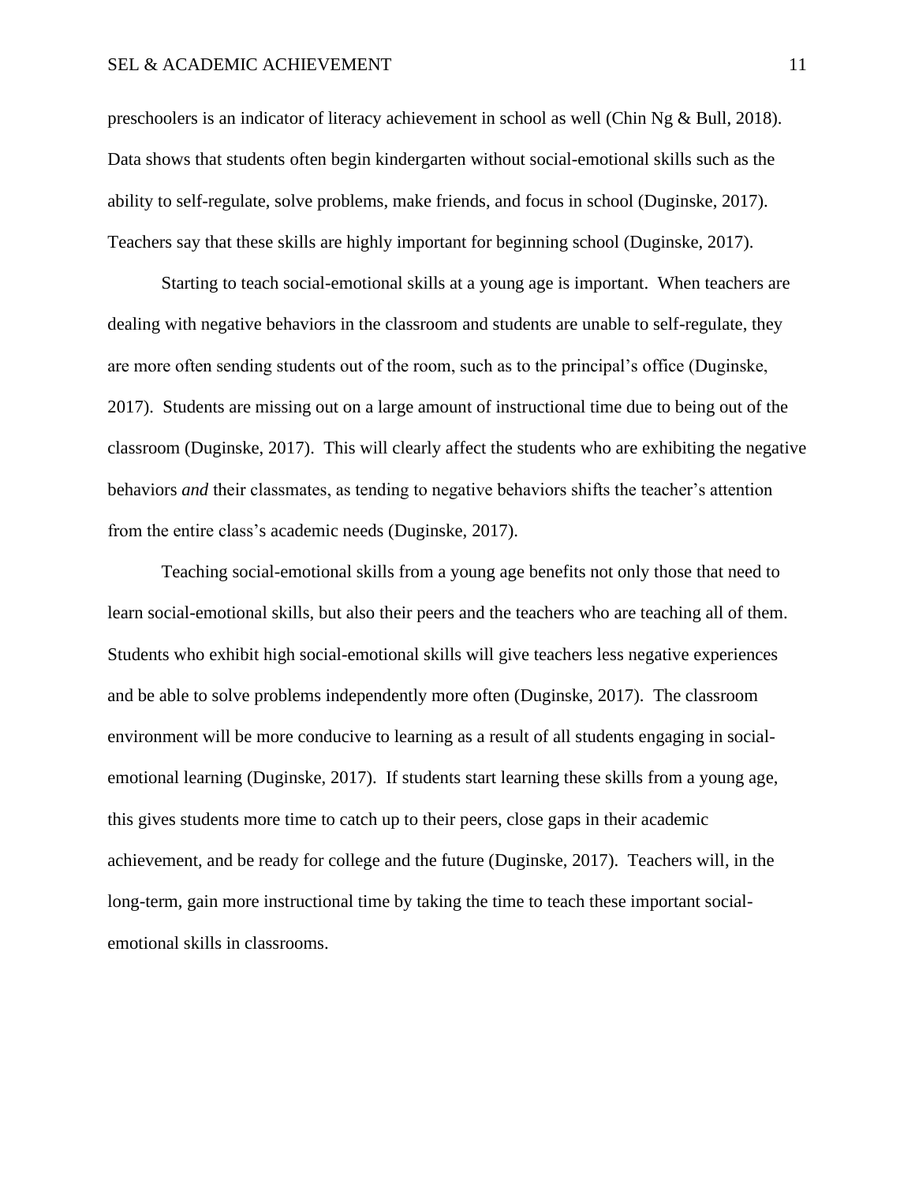preschoolers is an indicator of literacy achievement in school as well (Chin Ng & Bull, 2018). Data shows that students often begin kindergarten without social-emotional skills such as the ability to self-regulate, solve problems, make friends, and focus in school (Duginske, 2017). Teachers say that these skills are highly important for beginning school (Duginske, 2017).

Starting to teach social-emotional skills at a young age is important. When teachers are dealing with negative behaviors in the classroom and students are unable to self-regulate, they are more often sending students out of the room, such as to the principal's office (Duginske, 2017). Students are missing out on a large amount of instructional time due to being out of the classroom (Duginske, 2017). This will clearly affect the students who are exhibiting the negative behaviors *and* their classmates, as tending to negative behaviors shifts the teacher's attention from the entire class's academic needs (Duginske, 2017).

Teaching social-emotional skills from a young age benefits not only those that need to learn social-emotional skills, but also their peers and the teachers who are teaching all of them. Students who exhibit high social-emotional skills will give teachers less negative experiences and be able to solve problems independently more often (Duginske, 2017). The classroom environment will be more conducive to learning as a result of all students engaging in social-emotional learning (Duginske, 2017). If students start learning these skills from a young age, this gives students more time to catch up to their peers, close gaps in their academic achievement, and be ready for college and the future (Duginske, 2017). Teachers will, in the long-term, gain more instructional time by taking the time to teach these important social-emotional skills in classrooms.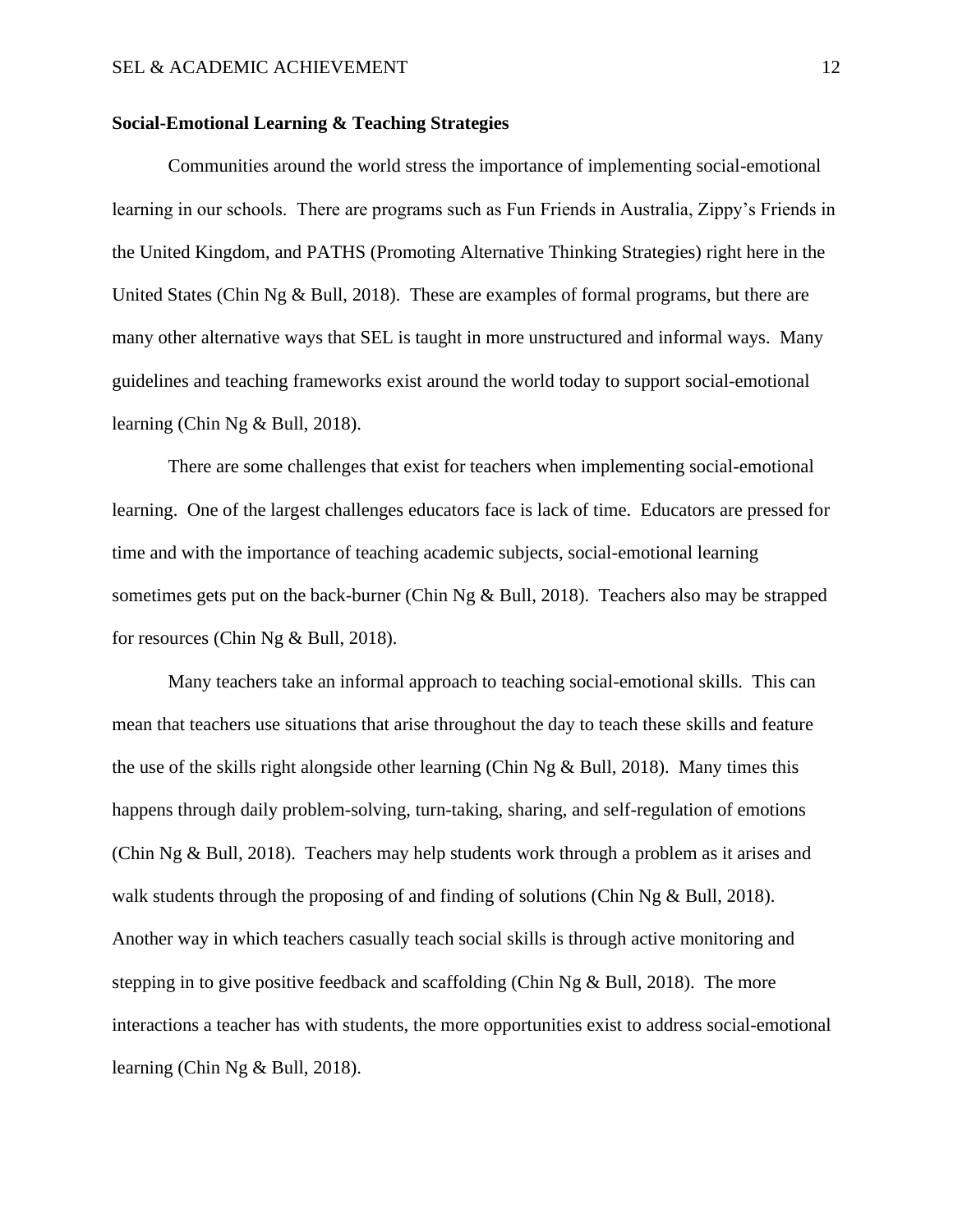**Social-Emotional Learning & Teaching Strategies**

Communities around the world stress the importance of implementing social-emotional learning in our schools. There are programs such as Fun Friends in Australia, Zippy's Friends in the United Kingdom, and PATHS (Promoting Alternative Thinking Strategies) right here in the United States (Chin Ng & Bull, 2018). These are examples of formal programs, but there are many other alternative ways that SEL is taught in more unstructured and informal ways. Many guidelines and teaching frameworks exist around the world today to support social-emotional learning (Chin Ng & Bull, 2018).

There are some challenges that exist for teachers when implementing social-emotional learning. One of the largest challenges educators face is lack of time. Educators are pressed for time and with the importance of teaching academic subjects, social-emotional learning sometimes gets put on the back-burner (Chin Ng & Bull, 2018). Teachers also may be strapped for resources (Chin Ng & Bull, 2018).

Many teachers take an informal approach to teaching social-emotional skills. This can mean that teachers use situations that arise throughout the day to teach these skills and feature the use of the skills right alongside other learning (Chin Ng & Bull, 2018). Many times this happens through daily problem-solving, turn-taking, sharing, and self-regulation of emotions (Chin Ng & Bull, 2018). Teachers may help students work through a problem as it arises and walk students through the proposing of and finding of solutions (Chin Ng & Bull, 2018). Another way in which teachers casually teach social skills is through active monitoring and stepping in to give positive feedback and scaffolding (Chin Ng & Bull, 2018). The more interactions a teacher has with students, the more opportunities exist to address social-emotional learning (Chin Ng & Bull, 2018).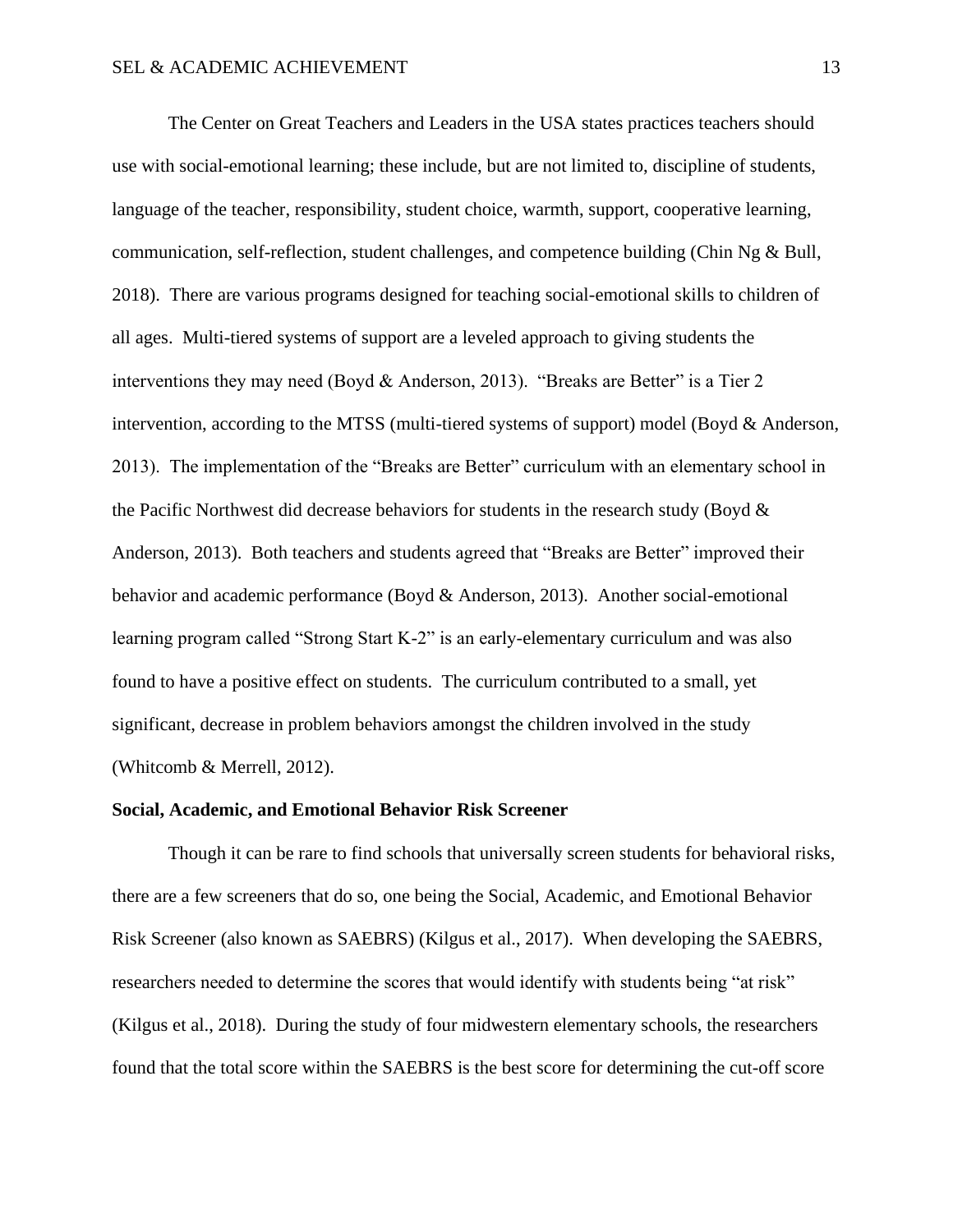The Center on Great Teachers and Leaders in the USA states practices teachers should use with social-emotional learning; these include, but are not limited to, discipline of students, language of the teacher, responsibility, student choice, warmth, support, cooperative learning, communication, self-reflection, student challenges, and competence building (Chin Ng & Bull, 2018). There are various programs designed for teaching social-emotional skills to children of all ages. Multi-tiered systems of support are a leveled approach to giving students the interventions they may need (Boyd & Anderson, 2013). "Breaks are Better" is a Tier 2 intervention, according to the MTSS (multi-tiered systems of support) model (Boyd & Anderson, 2013). The implementation of the "Breaks are Better" curriculum with an elementary school in the Pacific Northwest did decrease behaviors for students in the research study (Boyd & Anderson, 2013). Both teachers and students agreed that "Breaks are Better" improved their behavior and academic performance (Boyd & Anderson, 2013). Another social-emotional learning program called "Strong Start K-2" is an early-elementary curriculum and was also found to have a positive effect on students. The curriculum contributed to a small, yet significant, decrease in problem behaviors amongst the children involved in the study (Whitcomb & Merrell, 2012).

**Social, Academic, and Emotional Behavior Risk Screener**

Though it can be rare to find schools that universally screen students for behavioral risks, there are a few screeners that do so, one being the Social, Academic, and Emotional Behavior Risk Screener (also known as SAEBRS) (Kilgus et al., 2017). When developing the SAEBRS, researchers needed to determine the scores that would identify with students being "at risk" (Kilgus et al., 2018). During the study of four midwestern elementary schools, the researchers found that the total score within the SAEBRS is the best score for determining the cut-off score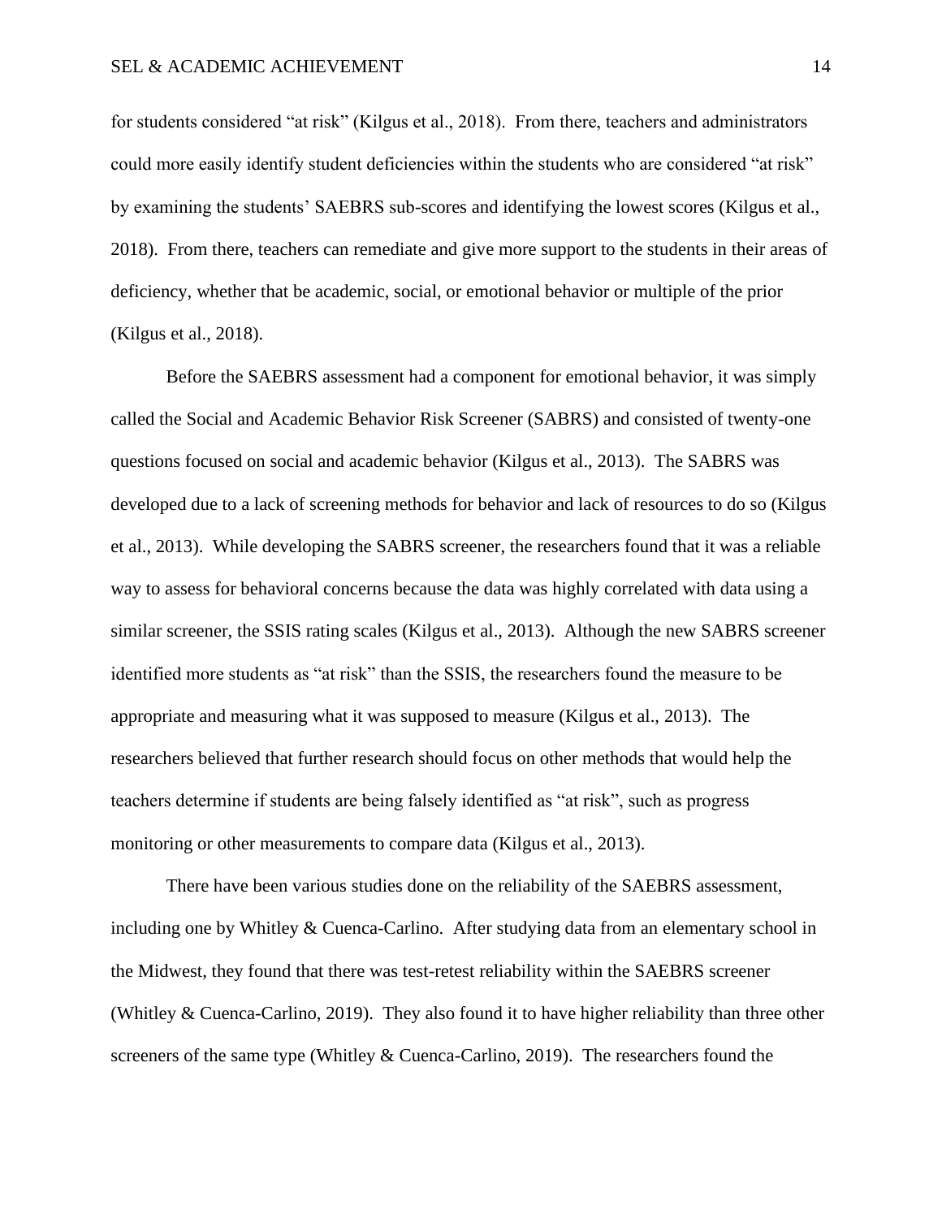for students considered "at risk" (Kilgus et al., 2018). From there, teachers and administrators could more easily identify student deficiencies within the students who are considered "at risk" by examining the students' SAEBRS sub-scores and identifying the lowest scores (Kilgus et al., 2018). From there, teachers can remediate and give more support to the students in their areas of deficiency, whether that be academic, social, or emotional behavior or multiple of the prior (Kilgus et al., 2018).

Before the SAEBRS assessment had a component for emotional behavior, it was simply called the Social and Academic Behavior Risk Screener (SABRS) and consisted of twenty-one questions focused on social and academic behavior (Kilgus et al., 2013). The SABRS was developed due to a lack of screening methods for behavior and lack of resources to do so (Kilgus et al., 2013). While developing the SABRS screener, the researchers found that it was a reliable way to assess for behavioral concerns because the data was highly correlated with data using a similar screener, the SSIS rating scales (Kilgus et al., 2013). Although the new SABRS screener identified more students as "at risk" than the SSIS, the researchers found the measure to be appropriate and measuring what it was supposed to measure (Kilgus et al., 2013). The researchers believed that further research should focus on other methods that would help the teachers determine if students are being falsely identified as "at risk", such as progress monitoring or other measurements to compare data (Kilgus et al., 2013).

There have been various studies done on the reliability of the SAEBRS assessment, including one by Whitley & Cuenca-Carlino. After studying data from an elementary school in the Midwest, they found that there was test-retest reliability within the SAEBRS screener (Whitley & Cuenca-Carlino, 2019). They also found it to have higher reliability than three other screeners of the same type (Whitley & Cuenca-Carlino, 2019). The researchers found the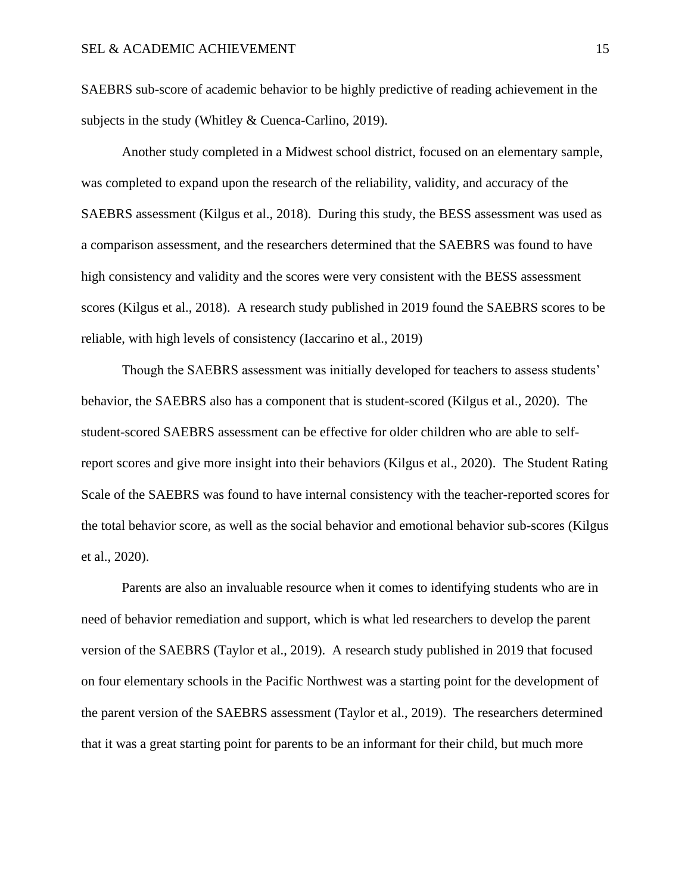SAEBRS sub-score of academic behavior to be highly predictive of reading achievement in the subjects in the study (Whitley & Cuenca-Carlino, 2019).

Another study completed in a Midwest school district, focused on an elementary sample, was completed to expand upon the research of the reliability, validity, and accuracy of the SAEBRS assessment (Kilgus et al., 2018). During this study, the BESS assessment was used as a comparison assessment, and the researchers determined that the SAEBRS was found to have high consistency and validity and the scores were very consistent with the BESS assessment scores (Kilgus et al., 2018). A research study published in 2019 found the SAEBRS scores to be reliable, with high levels of consistency (Iaccarino et al., 2019)

Though the SAEBRS assessment was initially developed for teachers to assess students' behavior, the SAEBRS also has a component that is student-scored (Kilgus et al., 2020). The student-scored SAEBRS assessment can be effective for older children who are able to self-report scores and give more insight into their behaviors (Kilgus et al., 2020). The Student Rating Scale of the SAEBRS was found to have internal consistency with the teacher-reported scores for the total behavior score, as well as the social behavior and emotional behavior sub-scores (Kilgus et al., 2020).

Parents are also an invaluable resource when it comes to identifying students who are in need of behavior remediation and support, which is what led researchers to develop the parent version of the SAEBRS (Taylor et al., 2019). A research study published in 2019 that focused on four elementary schools in the Pacific Northwest was a starting point for the development of the parent version of the SAEBRS assessment (Taylor et al., 2019). The researchers determined that it was a great starting point for parents to be an informant for their child, but much more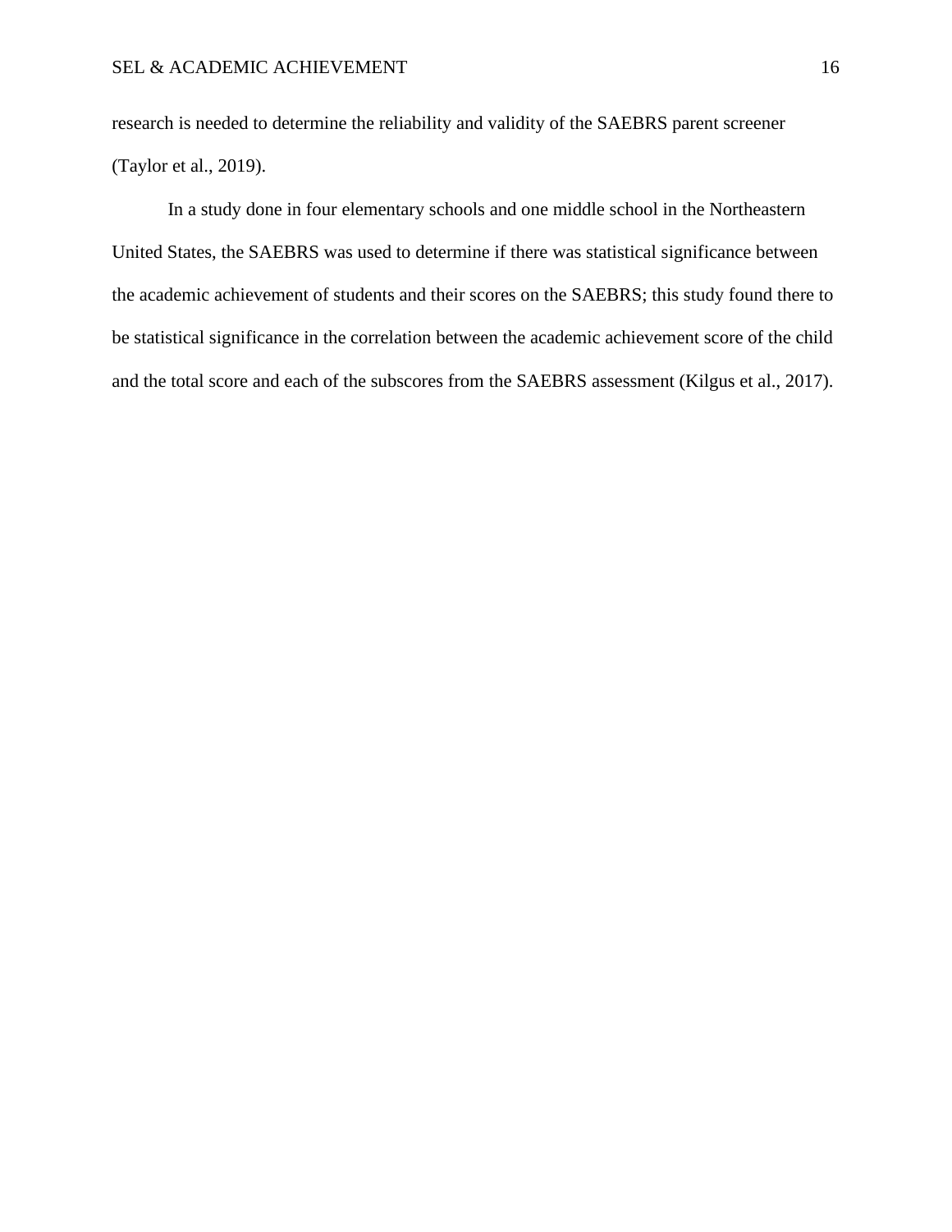research is needed to determine the reliability and validity of the SAEBRS parent screener (Taylor et al., 2019).

In a study done in four elementary schools and one middle school in the Northeastern United States, the SAEBRS was used to determine if there was statistical significance between the academic achievement of students and their scores on the SAEBRS; this study found there to be statistical significance in the correlation between the academic achievement score of the child and the total score and each of the subscores from the SAEBRS assessment (Kilgus et al., 2017).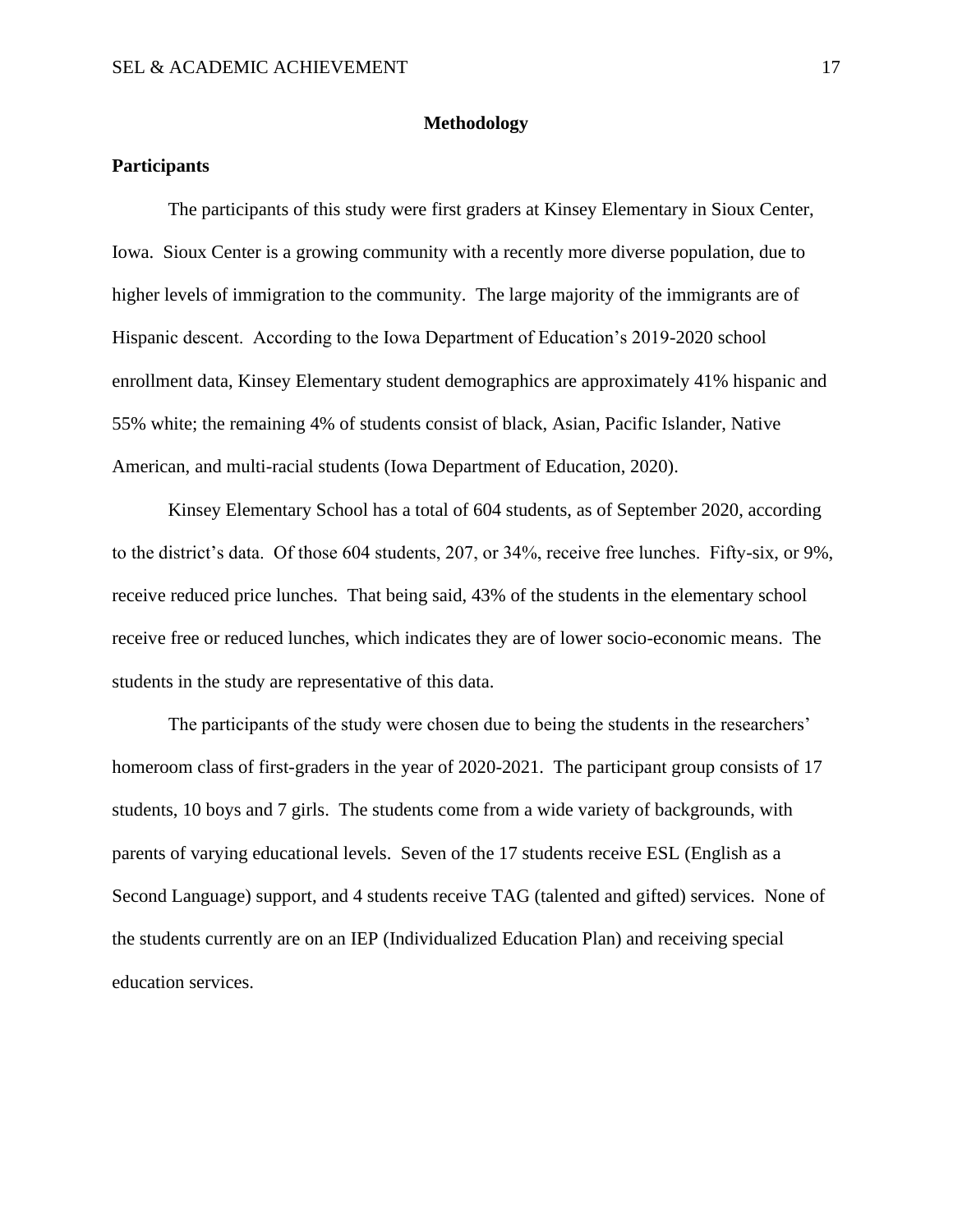# Methodology

## Participants

The participants of this study were first graders at Kinsey Elementary in Sioux Center, Iowa. Sioux Center is a growing community with a recently more diverse population, due to higher levels of immigration to the community. The large majority of the immigrants are of Hispanic descent. According to the Iowa Department of Education's 2019-2020 school enrollment data, Kinsey Elementary student demographics are approximately 41% hispanic and 55% white; the remaining 4% of students consist of black, Asian, Pacific Islander, Native American, and multi-racial students (Iowa Department of Education, 2020).

Kinsey Elementary School has a total of 604 students, as of September 2020, according to the district's data. Of those 604 students, 207, or 34%, receive free lunches. Fifty-six, or 9%, receive reduced price lunches. That being said, 43% of the students in the elementary school receive free or reduced lunches, which indicates they are of lower socio-economic means. The students in the study are representative of this data.

The participants of the study were chosen due to being the students in the researchers' homeroom class of first-graders in the year of 2020-2021. The participant group consists of 17 students, 10 boys and 7 girls. The students come from a wide variety of backgrounds, with parents of varying educational levels. Seven of the 17 students receive ESL (English as a Second Language) support, and 4 students receive TAG (talented and gifted) services. None of the students currently are on an IEP (Individualized Education Plan) and receiving special education services.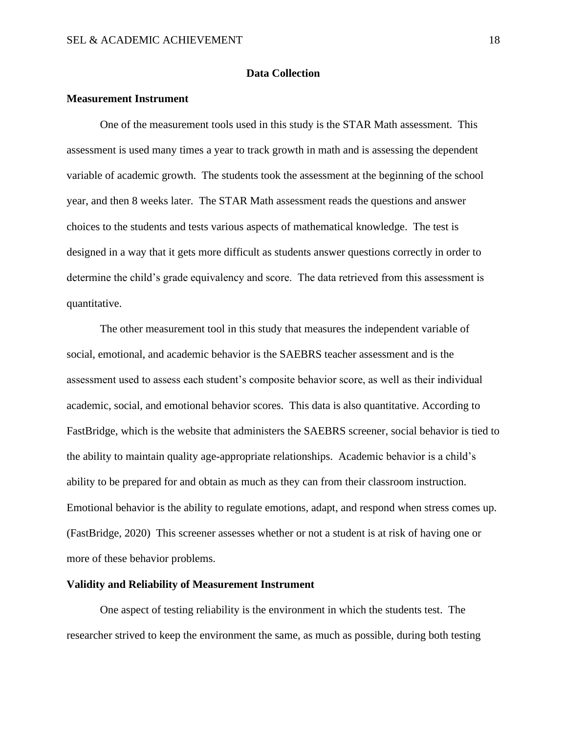## Data Collection

### Measurement Instrument

One of the measurement tools used in this study is the STAR Math assessment. This assessment is used many times a year to track growth in math and is assessing the dependent variable of academic growth. The students took the assessment at the beginning of the school year, and then 8 weeks later. The STAR Math assessment reads the questions and answer choices to the students and tests various aspects of mathematical knowledge. The test is designed in a way that it gets more difficult as students answer questions correctly in order to determine the child's grade equivalency and score. The data retrieved from this assessment is quantitative.

The other measurement tool in this study that measures the independent variable of social, emotional, and academic behavior is the SAEBRS teacher assessment and is the assessment used to assess each student's composite behavior score, as well as their individual academic, social, and emotional behavior scores. This data is also quantitative. According to FastBridge, which is the website that administers the SAEBRS screener, social behavior is tied to the ability to maintain quality age-appropriate relationships. Academic behavior is a child's ability to be prepared for and obtain as much as they can from their classroom instruction. Emotional behavior is the ability to regulate emotions, adapt, and respond when stress comes up. (FastBridge, 2020) This screener assesses whether or not a student is at risk of having one or more of these behavior problems.

### Validity and Reliability of Measurement Instrument

One aspect of testing reliability is the environment in which the students test. The researcher strived to keep the environment the same, as much as possible, during both testing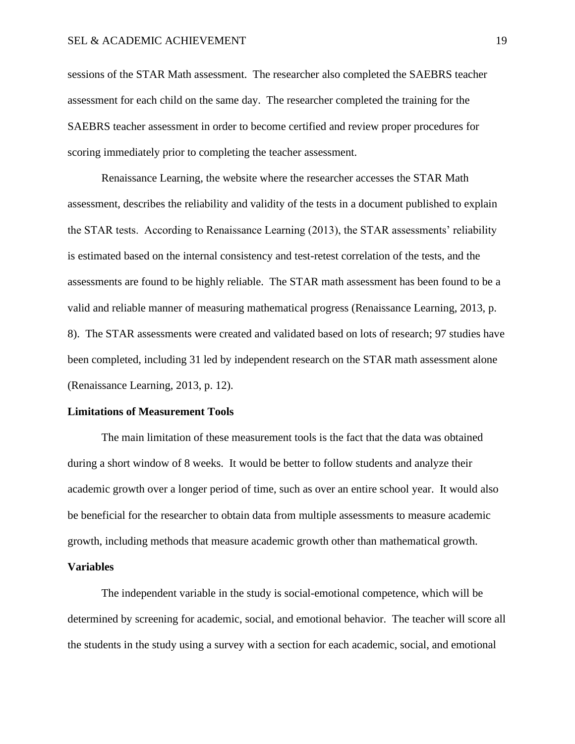sessions of the STAR Math assessment. The researcher also completed the SAEBRS teacher assessment for each child on the same day. The researcher completed the training for the SAEBRS teacher assessment in order to become certified and review proper procedures for scoring immediately prior to completing the teacher assessment.

Renaissance Learning, the website where the researcher accesses the STAR Math assessment, describes the reliability and validity of the tests in a document published to explain the STAR tests. According to Renaissance Learning (2013), the STAR assessments' reliability is estimated based on the internal consistency and test-retest correlation of the tests, and the assessments are found to be highly reliable. The STAR math assessment has been found to be a valid and reliable manner of measuring mathematical progress (Renaissance Learning, 2013, p. 8). The STAR assessments were created and validated based on lots of research; 97 studies have been completed, including 31 led by independent research on the STAR math assessment alone (Renaissance Learning, 2013, p. 12).

**Limitations of Measurement Tools**

The main limitation of these measurement tools is the fact that the data was obtained during a short window of 8 weeks. It would be better to follow students and analyze their academic growth over a longer period of time, such as over an entire school year. It would also be beneficial for the researcher to obtain data from multiple assessments to measure academic growth, including methods that measure academic growth other than mathematical growth.

**Variables**

The independent variable in the study is social-emotional competence, which will be determined by screening for academic, social, and emotional behavior. The teacher will score all the students in the study using a survey with a section for each academic, social, and emotional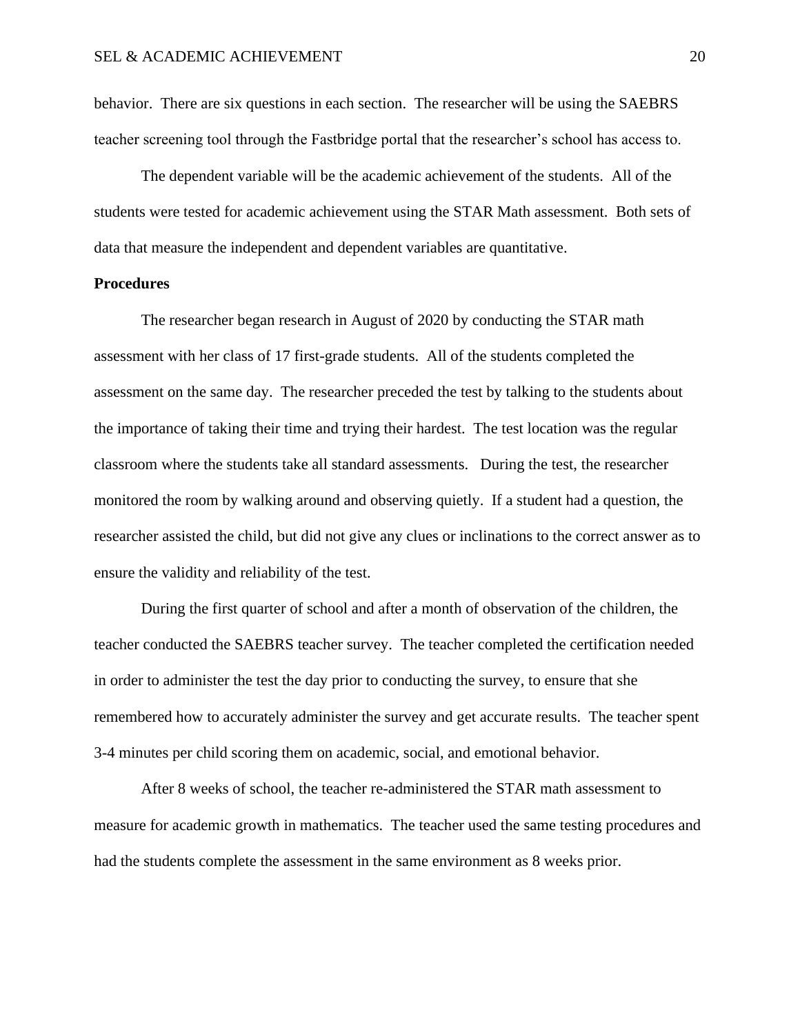behavior. There are six questions in each section. The researcher will be using the SAEBRS teacher screening tool through the Fastbridge portal that the researcher's school has access to.

The dependent variable will be the academic achievement of the students. All of the students were tested for academic achievement using the STAR Math assessment. Both sets of data that measure the independent and dependent variables are quantitative.

**Procedures**

The researcher began research in August of 2020 by conducting the STAR math assessment with her class of 17 first-grade students. All of the students completed the assessment on the same day. The researcher preceded the test by talking to the students about the importance of taking their time and trying their hardest. The test location was the regular classroom where the students take all standard assessments. During the test, the researcher monitored the room by walking around and observing quietly. If a student had a question, the researcher assisted the child, but did not give any clues or inclinations to the correct answer as to ensure the validity and reliability of the test.

During the first quarter of school and after a month of observation of the children, the teacher conducted the SAEBRS teacher survey. The teacher completed the certification needed in order to administer the test the day prior to conducting the survey, to ensure that she remembered how to accurately administer the survey and get accurate results. The teacher spent 3-4 minutes per child scoring them on academic, social, and emotional behavior.

After 8 weeks of school, the teacher re-administered the STAR math assessment to measure for academic growth in mathematics. The teacher used the same testing procedures and had the students complete the assessment in the same environment as 8 weeks prior.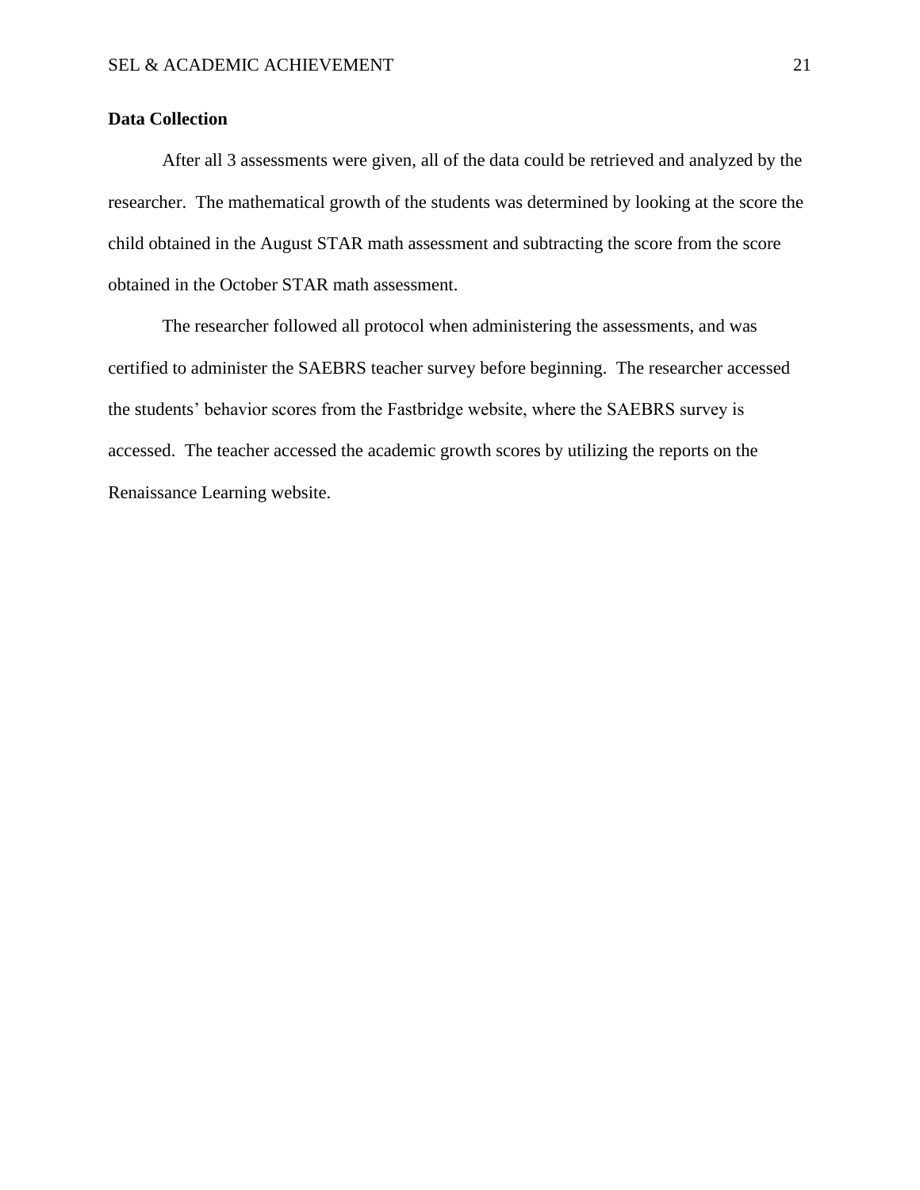## Data Collection

After all 3 assessments were given, all of the data could be retrieved and analyzed by the researcher. The mathematical growth of the students was determined by looking at the score the child obtained in the August STAR math assessment and subtracting the score from the score obtained in the October STAR math assessment.

The researcher followed all protocol when administering the assessments, and was certified to administer the SAEBRS teacher survey before beginning. The researcher accessed the students' behavior scores from the Fastbridge website, where the SAEBRS survey is accessed. The teacher accessed the academic growth scores by utilizing the reports on the Renaissance Learning website.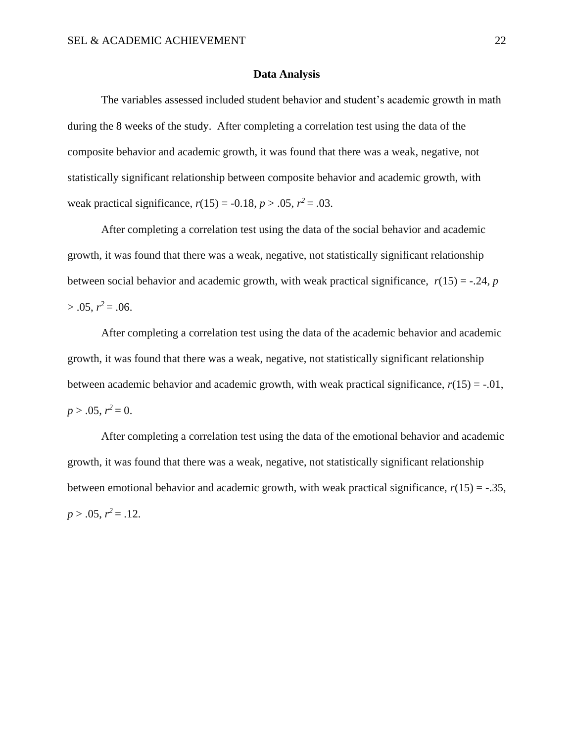## Data Analysis

The variables assessed included student behavior and student's academic growth in math during the 8 weeks of the study. After completing a correlation test using the data of the composite behavior and academic growth, it was found that there was a weak, negative, not statistically significant relationship between composite behavior and academic growth, with weak practical significance, $r(15) = -0.18$, $p > .05$, $r^2 = .03$.

After completing a correlation test using the data of the social behavior and academic growth, it was found that there was a weak, negative, not statistically significant relationship between social behavior and academic growth, with weak practical significance, $r(15) = -.24$, $p > .05$, $r^2 = .06$.

After completing a correlation test using the data of the academic behavior and academic growth, it was found that there was a weak, negative, not statistically significant relationship between academic behavior and academic growth, with weak practical significance, $r(15) = -.01$, $p > .05$, $r^2 = 0$.

After completing a correlation test using the data of the emotional behavior and academic growth, it was found that there was a weak, negative, not statistically significant relationship between emotional behavior and academic growth, with weak practical significance, $r(15) = -.35$, $p > .05$, $r^2 = .12$.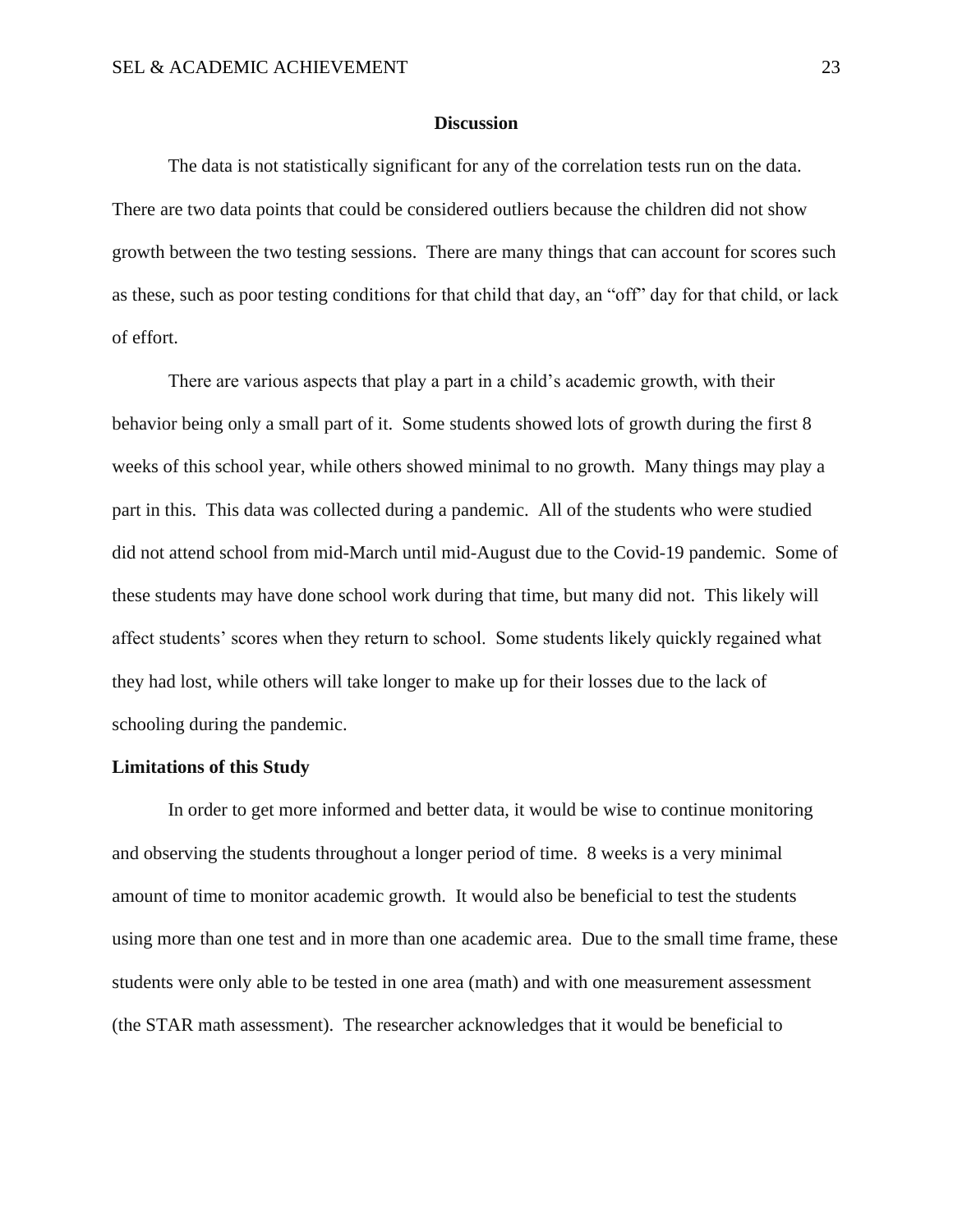## Discussion

The data is not statistically significant for any of the correlation tests run on the data. There are two data points that could be considered outliers because the children did not show growth between the two testing sessions. There are many things that can account for scores such as these, such as poor testing conditions for that child that day, an "off" day for that child, or lack of effort.

There are various aspects that play a part in a child's academic growth, with their behavior being only a small part of it. Some students showed lots of growth during the first 8 weeks of this school year, while others showed minimal to no growth. Many things may play a part in this. This data was collected during a pandemic. All of the students who were studied did not attend school from mid-March until mid-August due to the Covid-19 pandemic. Some of these students may have done school work during that time, but many did not. This likely will affect students' scores when they return to school. Some students likely quickly regained what they had lost, while others will take longer to make up for their losses due to the lack of schooling during the pandemic.

### Limitations of this Study

In order to get more informed and better data, it would be wise to continue monitoring and observing the students throughout a longer period of time. 8 weeks is a very minimal amount of time to monitor academic growth. It would also be beneficial to test the students using more than one test and in more than one academic area. Due to the small time frame, these students were only able to be tested in one area (math) and with one measurement assessment (the STAR math assessment). The researcher acknowledges that it would be beneficial to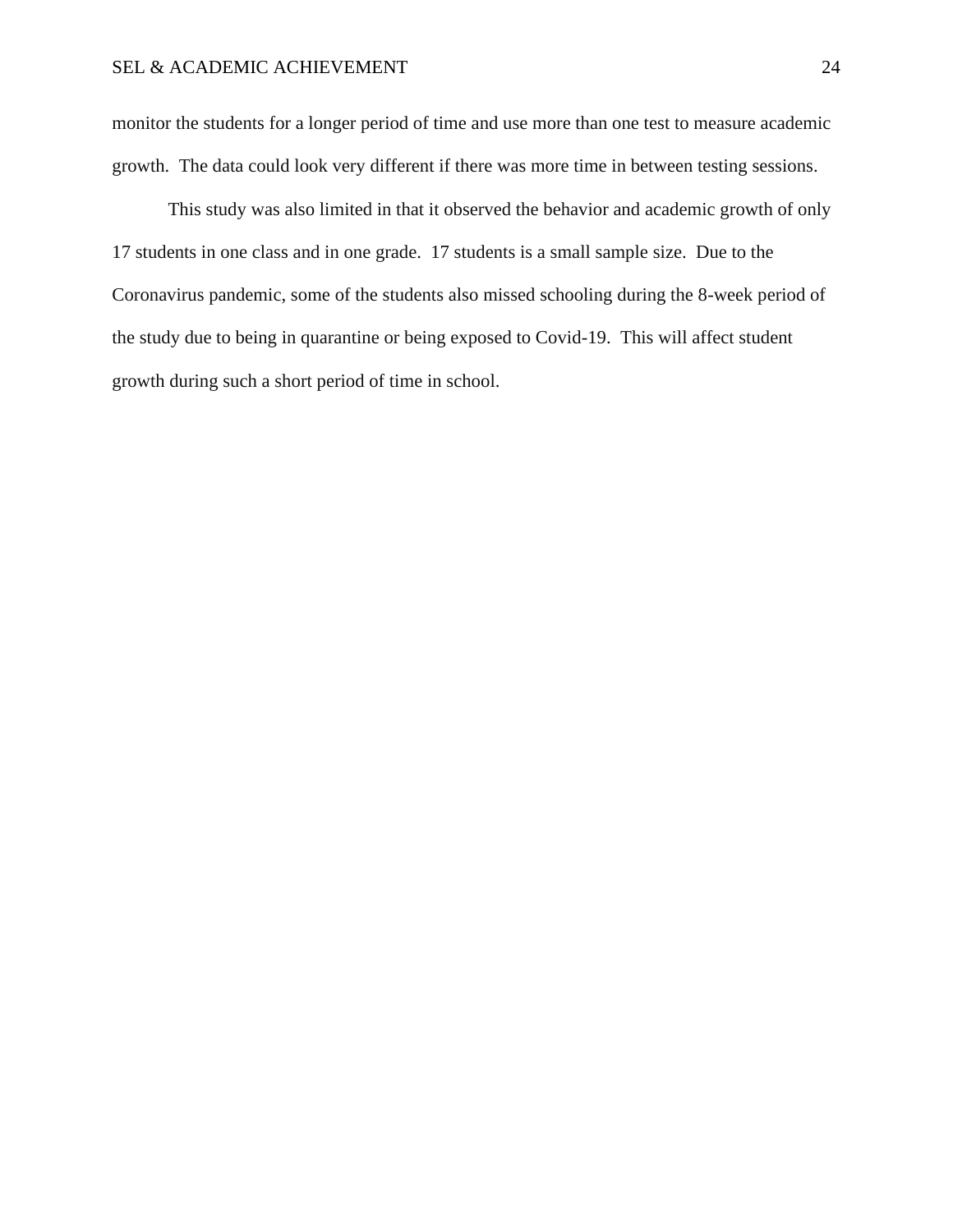monitor the students for a longer period of time and use more than one test to measure academic growth. The data could look very different if there was more time in between testing sessions.

This study was also limited in that it observed the behavior and academic growth of only 17 students in one class and in one grade. 17 students is a small sample size. Due to the Coronavirus pandemic, some of the students also missed schooling during the 8-week period of the study due to being in quarantine or being exposed to Covid-19. This will affect student growth during such a short period of time in school.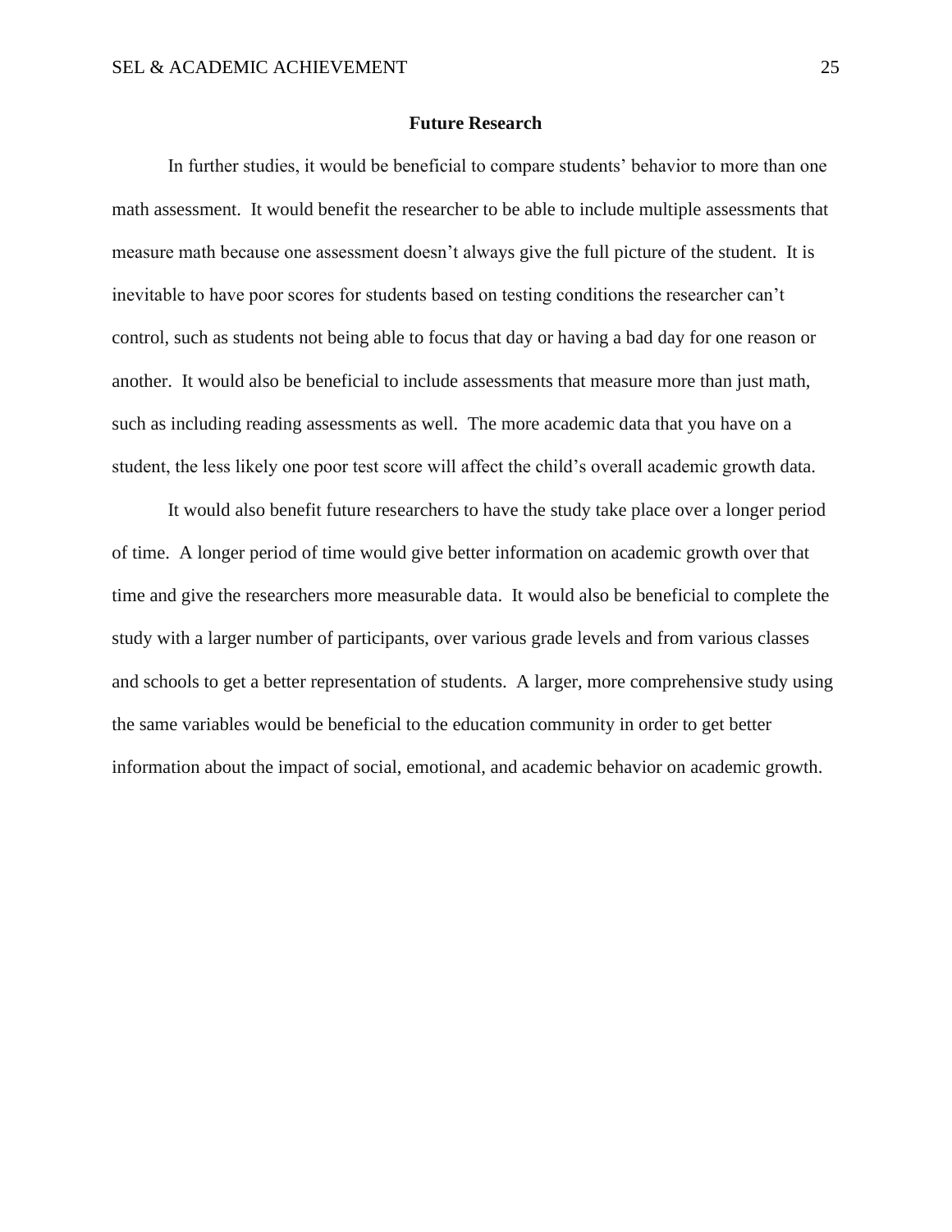## Future Research

In further studies, it would be beneficial to compare students' behavior to more than one math assessment. It would benefit the researcher to be able to include multiple assessments that measure math because one assessment doesn't always give the full picture of the student. It is inevitable to have poor scores for students based on testing conditions the researcher can't control, such as students not being able to focus that day or having a bad day for one reason or another. It would also be beneficial to include assessments that measure more than just math, such as including reading assessments as well. The more academic data that you have on a student, the less likely one poor test score will affect the child's overall academic growth data.

It would also benefit future researchers to have the study take place over a longer period of time. A longer period of time would give better information on academic growth over that time and give the researchers more measurable data. It would also be beneficial to complete the study with a larger number of participants, over various grade levels and from various classes and schools to get a better representation of students. A larger, more comprehensive study using the same variables would be beneficial to the education community in order to get better information about the impact of social, emotional, and academic behavior on academic growth.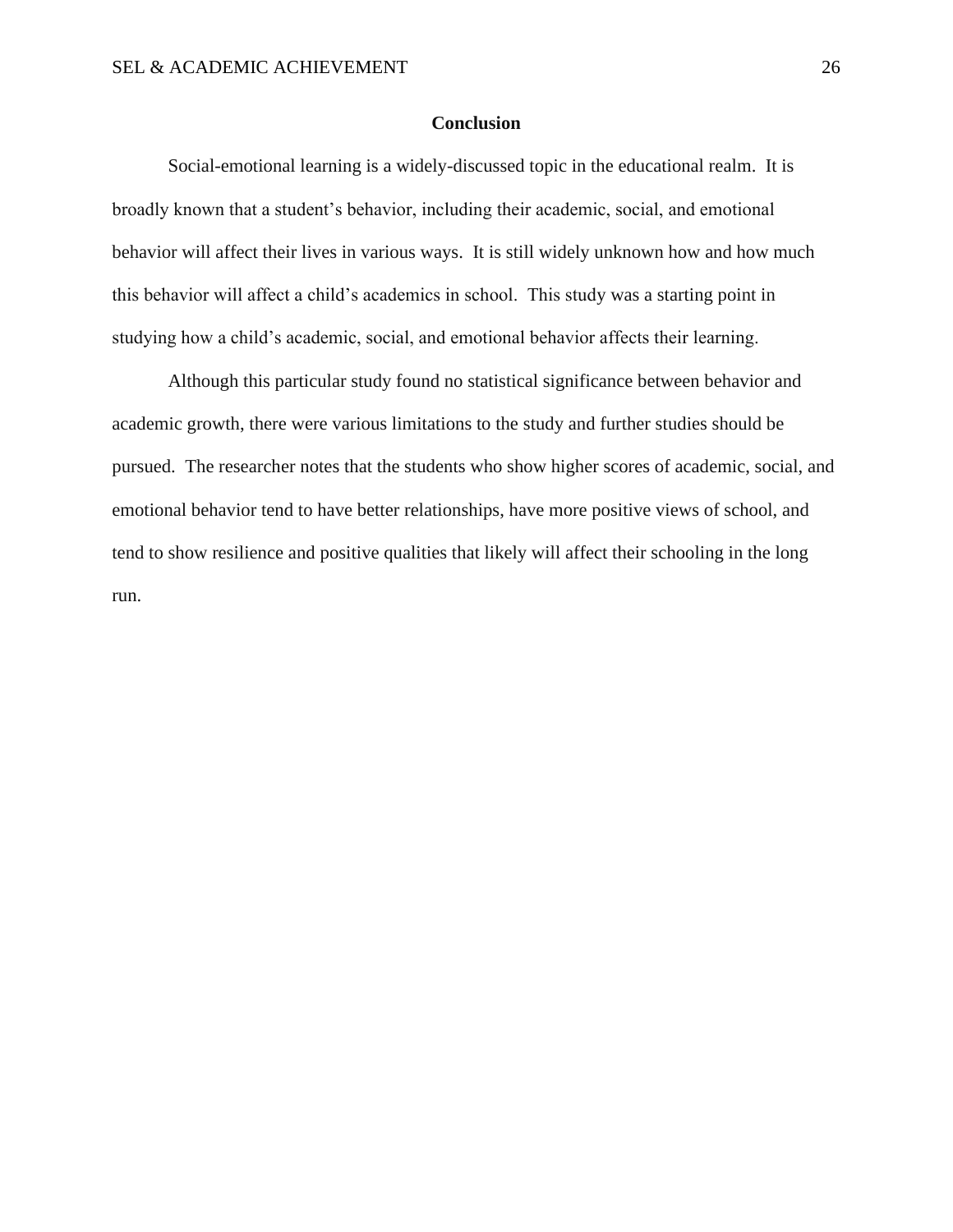## Conclusion

Social-emotional learning is a widely-discussed topic in the educational realm. It is broadly known that a student's behavior, including their academic, social, and emotional behavior will affect their lives in various ways. It is still widely unknown how and how much this behavior will affect a child's academics in school. This study was a starting point in studying how a child's academic, social, and emotional behavior affects their learning.

Although this particular study found no statistical significance between behavior and academic growth, there were various limitations to the study and further studies should be pursued. The researcher notes that the students who show higher scores of academic, social, and emotional behavior tend to have better relationships, have more positive views of school, and tend to show resilience and positive qualities that likely will affect their schooling in the long run.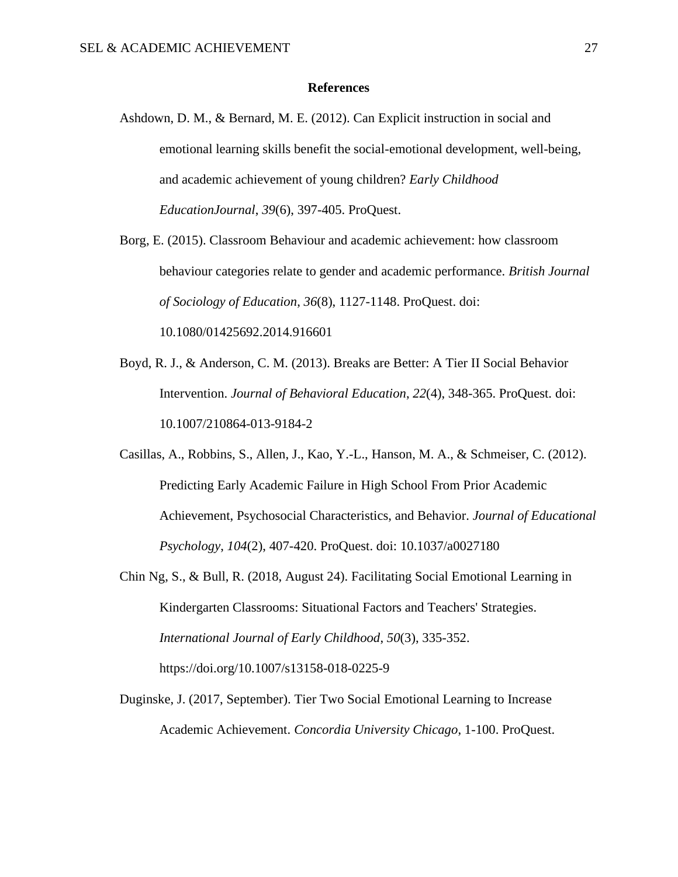# References

Ashdown, D. M., & Bernard, M. E. (2012). Can Explicit instruction in social and emotional learning skills benefit the social-emotional development, well-being, and academic achievement of young children? *Early Childhood EducationJournal*, *39*(6), 397-405. ProQuest.

Borg, E. (2015). Classroom Behaviour and academic achievement: how classroom behaviour categories relate to gender and academic performance. *British Journal of Sociology of Education*, *36*(8), 1127-1148. ProQuest. doi: 10.1080/01425692.2014.916601

Boyd, R. J., & Anderson, C. M. (2013). Breaks are Better: A Tier II Social Behavior Intervention. *Journal of Behavioral Education*, *22*(4), 348-365. ProQuest. doi: 10.1007/210864-013-9184-2

Casillas, A., Robbins, S., Allen, J., Kao, Y.-L., Hanson, M. A., & Schmeiser, C. (2012). Predicting Early Academic Failure in High School From Prior Academic Achievement, Psychosocial Characteristics, and Behavior. *Journal of Educational Psychology*, *104*(2), 407-420. ProQuest. doi: 10.1037/a0027180

Chin Ng, S., & Bull, R. (2018, August 24). Facilitating Social Emotional Learning in Kindergarten Classrooms: Situational Factors and Teachers' Strategies. *International Journal of Early Childhood*, *50*(3), 335-352. https://doi.org/10.1007/s13158-018-0225-9

Duginske, J. (2017, September). Tier Two Social Emotional Learning to Increase Academic Achievement. *Concordia University Chicago*, 1-100. ProQuest.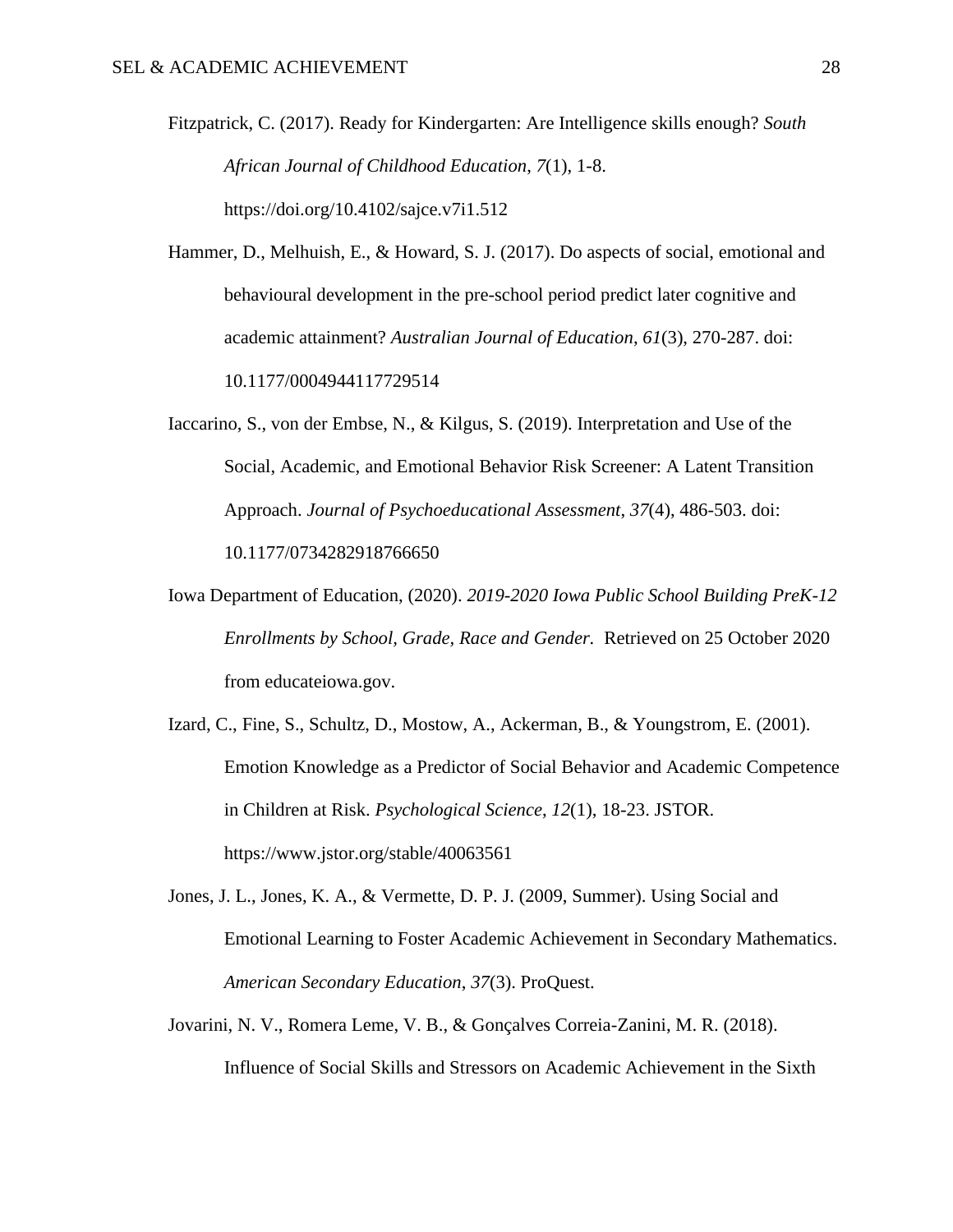Fitzpatrick, C. (2017). Ready for Kindergarten: Are Intelligence skills enough? *South African Journal of Childhood Education*, *7*(1), 1-8. https://doi.org/10.4102/sajce.v7i1.512

Hammer, D., Melhuish, E., & Howard, S. J. (2017). Do aspects of social, emotional and behavioural development in the pre-school period predict later cognitive and academic attainment? *Australian Journal of Education*, *61*(3), 270-287. doi: 10.1177/0004944117729514

Iaccarino, S., von der Embse, N., & Kilgus, S. (2019). Interpretation and Use of the Social, Academic, and Emotional Behavior Risk Screener: A Latent Transition Approach. *Journal of Psychoeducational Assessment*, *37*(4), 486-503. doi: 10.1177/0734282918766650

Iowa Department of Education, (2020). *2019-2020 Iowa Public School Building PreK-12 Enrollments by School, Grade, Race and Gender.* Retrieved on 25 October 2020 from educateiowa.gov.

Izard, C., Fine, S., Schultz, D., Mostow, A., Ackerman, B., & Youngstrom, E. (2001). Emotion Knowledge as a Predictor of Social Behavior and Academic Competence in Children at Risk. *Psychological Science*, *12*(1), 18-23. JSTOR. https://www.jstor.org/stable/40063561

Jones, J. L., Jones, K. A., & Vermette, D. P. J. (2009, Summer). Using Social and Emotional Learning to Foster Academic Achievement in Secondary Mathematics. *American Secondary Education*, *37*(3). ProQuest.

Jovarini, N. V., Romera Leme, V. B., & Gonçalves Correia-Zanini, M. R. (2018). Influence of Social Skills and Stressors on Academic Achievement in the Sixth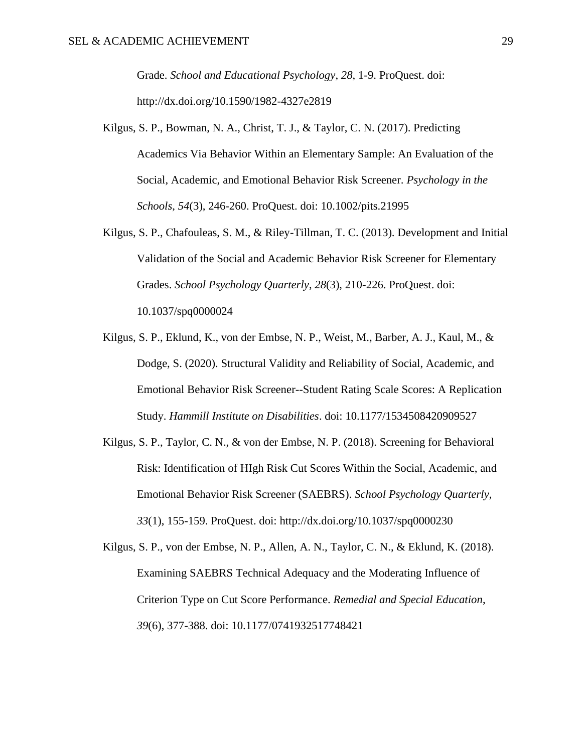Grade. *School and Educational Psychology*, *28*, 1-9. ProQuest. doi: http://dx.doi.org/10.1590/1982-4327e2819

Kilgus, S. P., Bowman, N. A., Christ, T. J., & Taylor, C. N. (2017). Predicting Academics Via Behavior Within an Elementary Sample: An Evaluation of the Social, Academic, and Emotional Behavior Risk Screener. *Psychology in the Schools*, *54*(3), 246-260. ProQuest. doi: 10.1002/pits.21995

Kilgus, S. P., Chafouleas, S. M., & Riley-Tillman, T. C. (2013). Development and Initial Validation of the Social and Academic Behavior Risk Screener for Elementary Grades. *School Psychology Quarterly*, *28*(3), 210-226. ProQuest. doi: 10.1037/spq0000024

Kilgus, S. P., Eklund, K., von der Embse, N. P., Weist, M., Barber, A. J., Kaul, M., & Dodge, S. (2020). Structural Validity and Reliability of Social, Academic, and Emotional Behavior Risk Screener--Student Rating Scale Scores: A Replication Study. *Hammill Institute on Disabilities*. doi: 10.1177/1534508420909527

Kilgus, S. P., Taylor, C. N., & von der Embse, N. P. (2018). Screening for Behavioral Risk: Identification of HIgh Risk Cut Scores Within the Social, Academic, and Emotional Behavior Risk Screener (SAEBRS). *School Psychology Quarterly*, *33*(1), 155-159. ProQuest. doi: http://dx.doi.org/10.1037/spq0000230

Kilgus, S. P., von der Embse, N. P., Allen, A. N., Taylor, C. N., & Eklund, K. (2018). Examining SAEBRS Technical Adequacy and the Moderating Influence of Criterion Type on Cut Score Performance. *Remedial and Special Education*, *39*(6), 377-388. doi: 10.1177/0741932517748421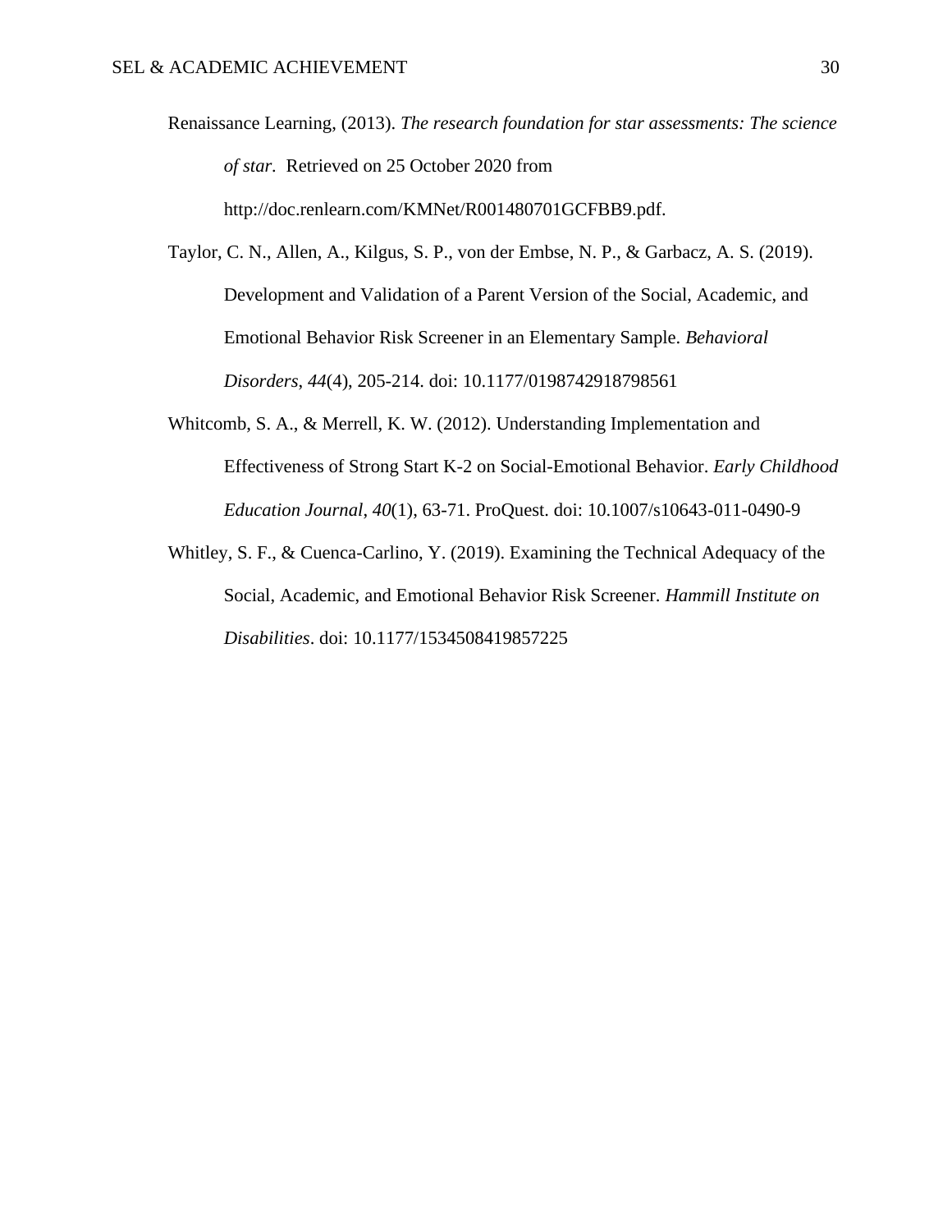Renaissance Learning, (2013). *The research foundation for star assessments: The science of star.* Retrieved on 25 October 2020 from http://doc.renlearn.com/KMNet/R001480701GCFBB9.pdf.

Taylor, C. N., Allen, A., Kilgus, S. P., von der Embse, N. P., & Garbacz, A. S. (2019). Development and Validation of a Parent Version of the Social, Academic, and Emotional Behavior Risk Screener in an Elementary Sample. *Behavioral Disorders*, *44*(4), 205-214. doi: 10.1177/0198742918798561

Whitcomb, S. A., & Merrell, K. W. (2012). Understanding Implementation and Effectiveness of Strong Start K-2 on Social-Emotional Behavior. *Early Childhood Education Journal*, *40*(1), 63-71. ProQuest. doi: 10.1007/s10643-011-0490-9

Whitley, S. F., & Cuenca-Carlino, Y. (2019). Examining the Technical Adequacy of the Social, Academic, and Emotional Behavior Risk Screener. *Hammill Institute on Disabilities*. doi: 10.1177/1534508419857225